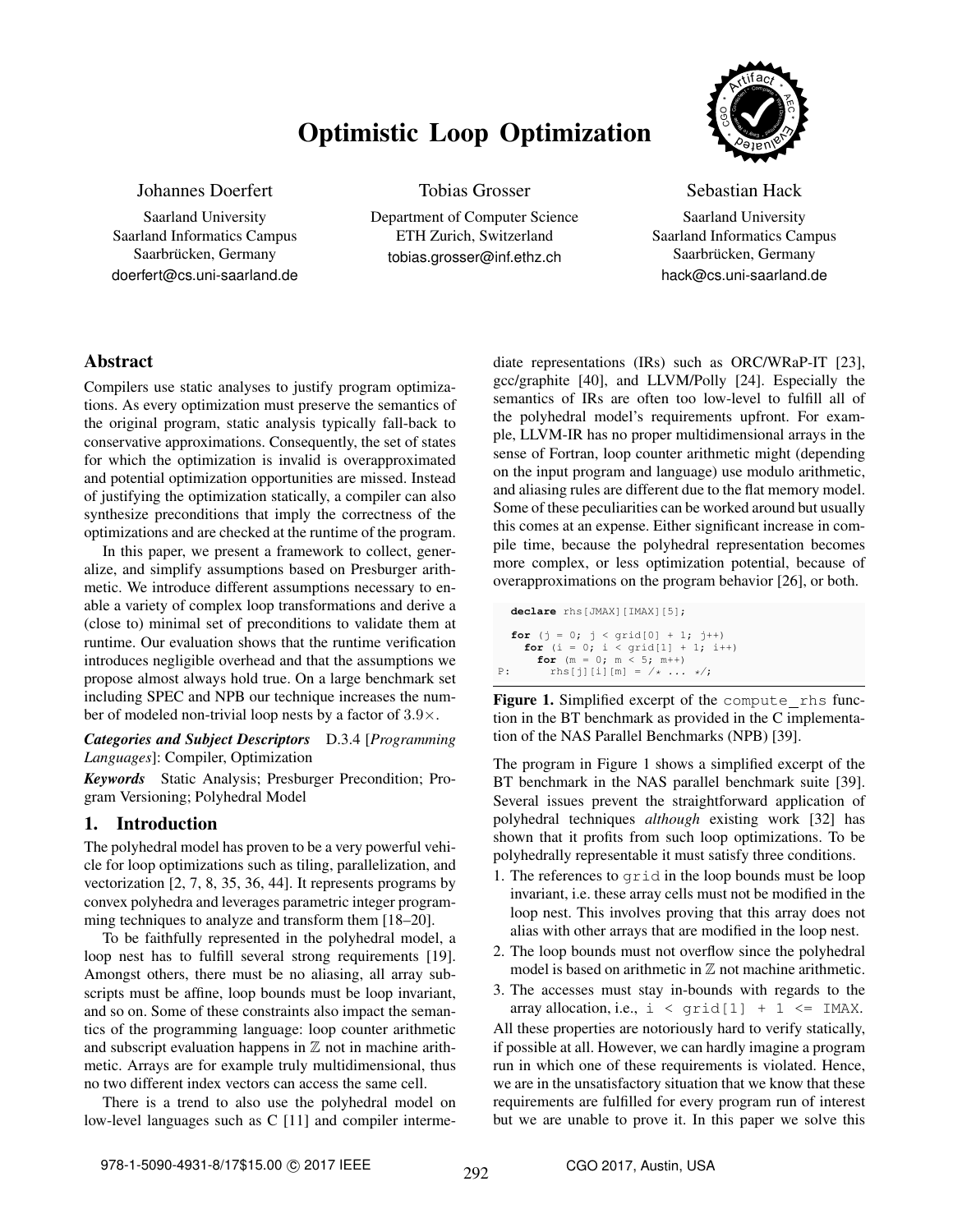# Optimistic Loop Optimization

Johannes Doerfert
Saarland University
Saarland Informatics Campus
Saarbrücken, Germany
doerfert@cs.uni-saarland.de

Tobias Grosser
Department of Computer Science
ETH Zurich, Switzerland
tobias.grosser@inf.ethz.ch

Sebastian Hack
Saarland University
Saarland Informatics Campus
Saarbrücken, Germany
hack@cs.uni-saarland.de

## Abstract

Compilers use static analyses to justify program optimizations. As every optimization must preserve the semantics of the original program, static analysis typically fall-back to conservative approximations. Consequently, the set of states for which the optimization is invalid is overapproximated and potential optimization opportunities are missed. Instead of justifying the optimization statically, a compiler can also synthesize preconditions that imply the correctness of the optimizations and are checked at the runtime of the program.

In this paper, we present a framework to collect, generalize, and simplify assumptions based on Presburger arithmetic. We introduce different assumptions necessary to enable a variety of complex loop transformations and derive a (close to) minimal set of preconditions to validate them at runtime. Our evaluation shows that the runtime verification introduces negligible overhead and that the assumptions we propose almost always hold true. On a large benchmark set including SPEC and NPB our technique increases the number of modeled non-trivial loop nests by a factor of $3.9\times$.

***Categories and Subject Descriptors*** D.3.4 [*Programming Languages*]: Compiler, Optimization

***Keywords*** Static Analysis; Presburger Precondition; Program Versioning; Polyhedral Model

## 1. Introduction

The polyhedral model has proven to be a very powerful vehicle for loop optimizations such as tiling, parallelization, and vectorization [2, 7, 8, 35, 36, 44]. It represents programs by convex polyhedra and leverages parametric integer programming techniques to analyze and transform them [18–20].

To be faithfully represented in the polyhedral model, a loop nest has to fulfill several strong requirements [19]. Amongst others, there must be no aliasing, all array subscripts must be affine, loop bounds must be loop invariant, and so on. Some of these constraints also impact the semantics of the programming language: loop counter arithmetic and subscript evaluation happens in $\mathbb{Z}$ not in machine arithmetic. Arrays are for example truly multidimensional, thus no two different index vectors can access the same cell.

There is a trend to also use the polyhedral model on low-level languages such as C [11] and compiler intermediate representations (IRs) such as ORC/WRaP-IT [23], gcc/graphite [40], and LLVM/Polly [24]. Especially the semantics of IRs are often too low-level to fulfill all of the polyhedral model's requirements upfront. For example, LLVM-IR has no proper multidimensional arrays in the sense of Fortran, loop counter arithmetic might (depending on the input program and language) use modulo arithmetic, and aliasing rules are different due to the flat memory model. Some of these peculiarities can be worked around but usually this comes at an expense. Either significant increase in compile time, because the polyhedral representation becomes more complex, or less optimization potential, because of overapproximations on the program behavior [26], or both.

```
   declare rhs[JMAX][IMAX][5];

   for (j = 0; j < grid[0] + 1; j++)
     for (i = 0; i < grid[1] + 1; i++)
       for (m = 0; m < 5; m++)
P:       rhs[j][i][m] = /* ... */;
```

**Figure 1.** Simplified excerpt of the `compute_rhs` function in the BT benchmark as provided in the C implementation of the NAS Parallel Benchmarks (NPB) [39].

The program in Figure 1 shows a simplified excerpt of the BT benchmark in the NAS parallel benchmark suite [39]. Several issues prevent the straightforward application of polyhedral techniques *although* existing work [32] has shown that it profits from such loop optimizations. To be polyhedrally representable it must satisfy three conditions.

1. The references to `grid` in the loop bounds must be loop invariant, i.e. these array cells must not be modified in the loop nest. This involves proving that this array does not alias with other arrays that are modified in the loop nest.
2. The loop bounds must not overflow since the polyhedral model is based on arithmetic in $\mathbb{Z}$ not machine arithmetic.
3. The accesses must stay in-bounds with regards to the array allocation, i.e., `i < grid[1] + 1 <= IMAX`.

All these properties are notoriously hard to verify statically, if possible at all. However, we can hardly imagine a program run in which one of these requirements is violated. Hence, we are in the unsatisfactory situation that we know that these requirements are fulfilled for every program run of interest but we are unable to prove it. In this paper we solve this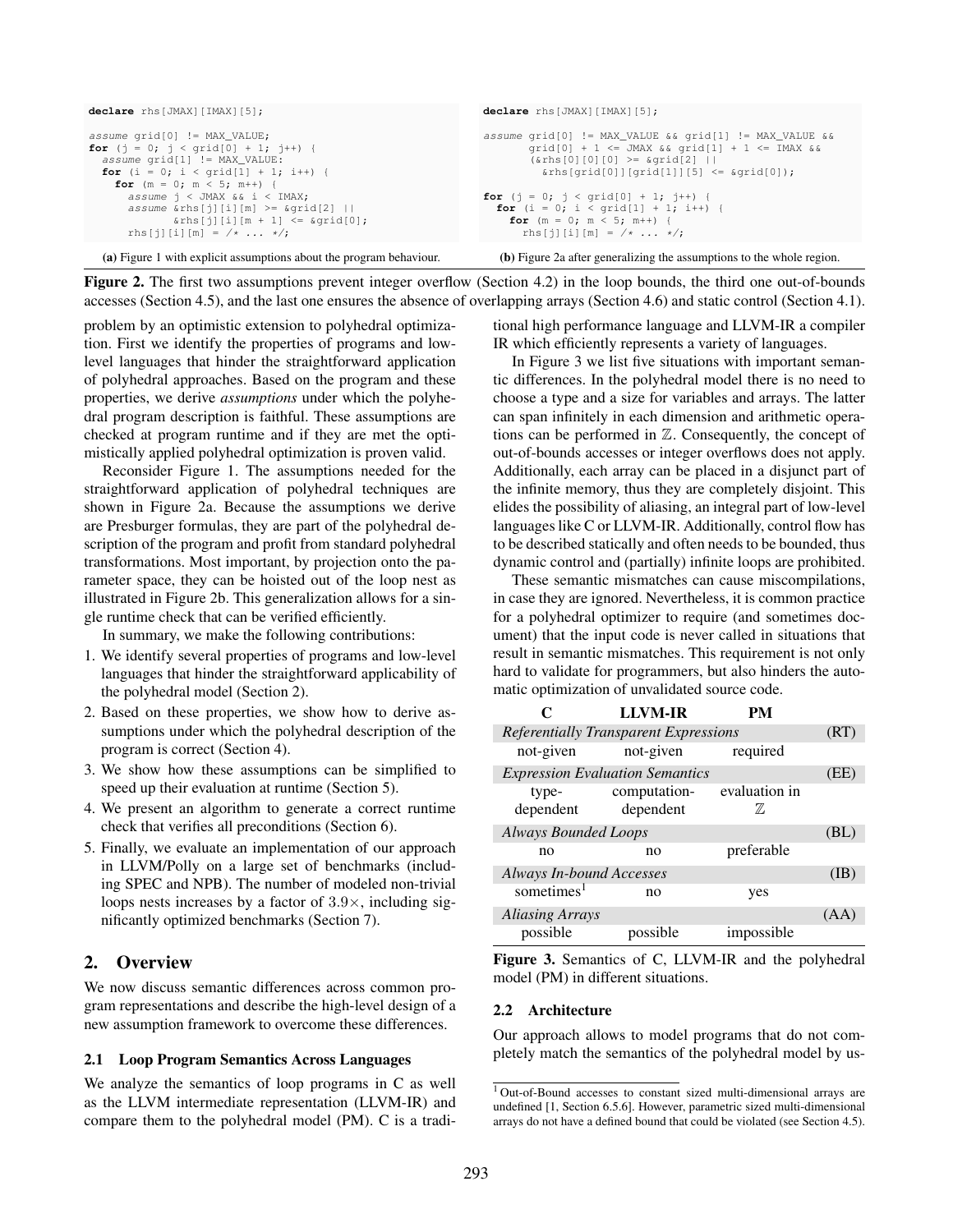```
declare rhs[JMAX][IMAX][5];

assume grid[0] != MAX_VALUE;
for (j = 0; j < grid[0] + 1; j++) {
  assume grid[1] != MAX_VALUE;
  for (i = 0; i < grid[1] + 1; i++) {
    for (m = 0; m < 5; m++) {
      assume j < JMAX && i < IMAX;
      assume &rhs[j][i][m] >= &grid[2] ||
             &rhs[j][i][m + 1] <= &grid[0];
      rhs[j][i][m] = /* ... */;
```

**(a)** Figure 1 with explicit assumptions about the program behaviour.

```
declare rhs[JMAX][IMAX][5];

assume grid[0] != MAX_VALUE && grid[1] != MAX_VALUE &&
       grid[0] + 1 <= JMAX && grid[1] + 1 <= IMAX &&
       (&rhs[0][0][0] >= &grid[2] ||
        &rhs[grid[0]][grid[1]][5] <= &grid[0]);

for (j = 0; j < grid[0] + 1; j++) {
  for (i = 0; i < grid[1] + 1; i++) {
    for (m = 0; m < 5; m++) {
      rhs[j][i][m] = /* ... */;
```

**(b)** Figure 2a after generalizing the assumptions to the whole region.

**Figure 2.** The first two assumptions prevent integer overflow (Section 4.2) in the loop bounds, the third one out-of-bounds accesses (Section 4.5), and the last one ensures the absence of overlapping arrays (Section 4.6) and static control (Section 4.1).

problem by an optimistic extension to polyhedral optimization. First we identify the properties of programs and low-level languages that hinder the straightforward application of polyhedral approaches. Based on the program and these properties, we derive *assumptions* under which the polyhedral program description is faithful. These assumptions are checked at program runtime and if they are met the optimistically applied polyhedral optimization is proven valid.

Reconsider Figure 1. The assumptions needed for the straightforward application of polyhedral techniques are shown in Figure 2a. Because the assumptions we derive are Presburger formulas, they are part of the polyhedral description of the program and profit from standard polyhedral transformations. Most important, by projection onto the parameter space, they can be hoisted out of the loop nest as illustrated in Figure 2b. This generalization allows for a single runtime check that can be verified efficiently.

In summary, we make the following contributions:

1. We identify several properties of programs and low-level languages that hinder the straightforward applicability of the polyhedral model (Section 2).
2. Based on these properties, we show how to derive assumptions under which the polyhedral description of the program is correct (Section 4).
3. We show how these assumptions can be simplified to speed up their evaluation at runtime (Section 5).
4. We present an algorithm to generate a correct runtime check that verifies all preconditions (Section 6).
5. Finally, we evaluate an implementation of our approach in LLVM/Polly on a large set of benchmarks (including SPEC and NPB). The number of modeled non-trivial loops nests increases by a factor of $3.9\times$, including significantly optimized benchmarks (Section 7).

## 2. Overview

We now discuss semantic differences across common program representations and describe the high-level design of a new assumption framework to overcome these differences.

### 2.1 Loop Program Semantics Across Languages

We analyze the semantics of loop programs in C as well as the LLVM intermediate representation (LLVM-IR) and compare them to the polyhedral model (PM). C is a traditional high performance language and LLVM-IR a compiler IR which efficiently represents a variety of languages.

In Figure 3 we list five situations with important semantic differences. In the polyhedral model there is no need to choose a type and a size for variables and arrays. The latter can span infinitely in each dimension and arithmetic operations can be performed in $\mathbb{Z}$. Consequently, the concept of out-of-bounds accesses or integer overflows does not apply. Additionally, each array can be placed in a disjunct part of the infinite memory, thus they are completely disjoint. This elides the possibility of aliasing, an integral part of low-level languages like C or LLVM-IR. Additionally, control flow has to be described statically and often needs to be bounded, thus dynamic control and (partially) infinite loops are prohibited.

These semantic mismatches can cause miscompilations, in case they are ignored. Nevertheless, it is common practice for a polyhedral optimizer to require (and sometimes document) that the input code is never called in situations that result in semantic mismatches. This requirement is not only hard to validate for programmers, but also hinders the automatic optimization of unvalidated source code.

| C | LLVM-IR | PM | |
|---|---|---|---|
| *Referentially Transparent Expressions* | | | (RT) |
| not-given | not-given | required | |
| *Expression Evaluation Semantics* | | | (EE) |
| type-dependent | computation-dependent | evaluation in $\mathbb{Z}$ | |
| *Always Bounded Loops* | | | (BL) |
| no | no | preferable | |
| *Always In-bound Accesses* | | | (IB) |
| sometimes[1] | no | yes | |
| *Aliasing Arrays* | | | (AA) |
| possible | possible | impossible | |

**Figure 3.** Semantics of C, LLVM-IR and the polyhedral model (PM) in different situations.

### 2.2 Architecture

Our approach allows to model programs that do not completely match the semantics of the polyhedral model by us-

[1] Out-of-Bound accesses to constant sized multi-dimensional arrays are undefined [1, Section 6.5.6]. However, parametric sized multi-dimensional arrays do not have a defined bound that could be violated (see Section 4.5).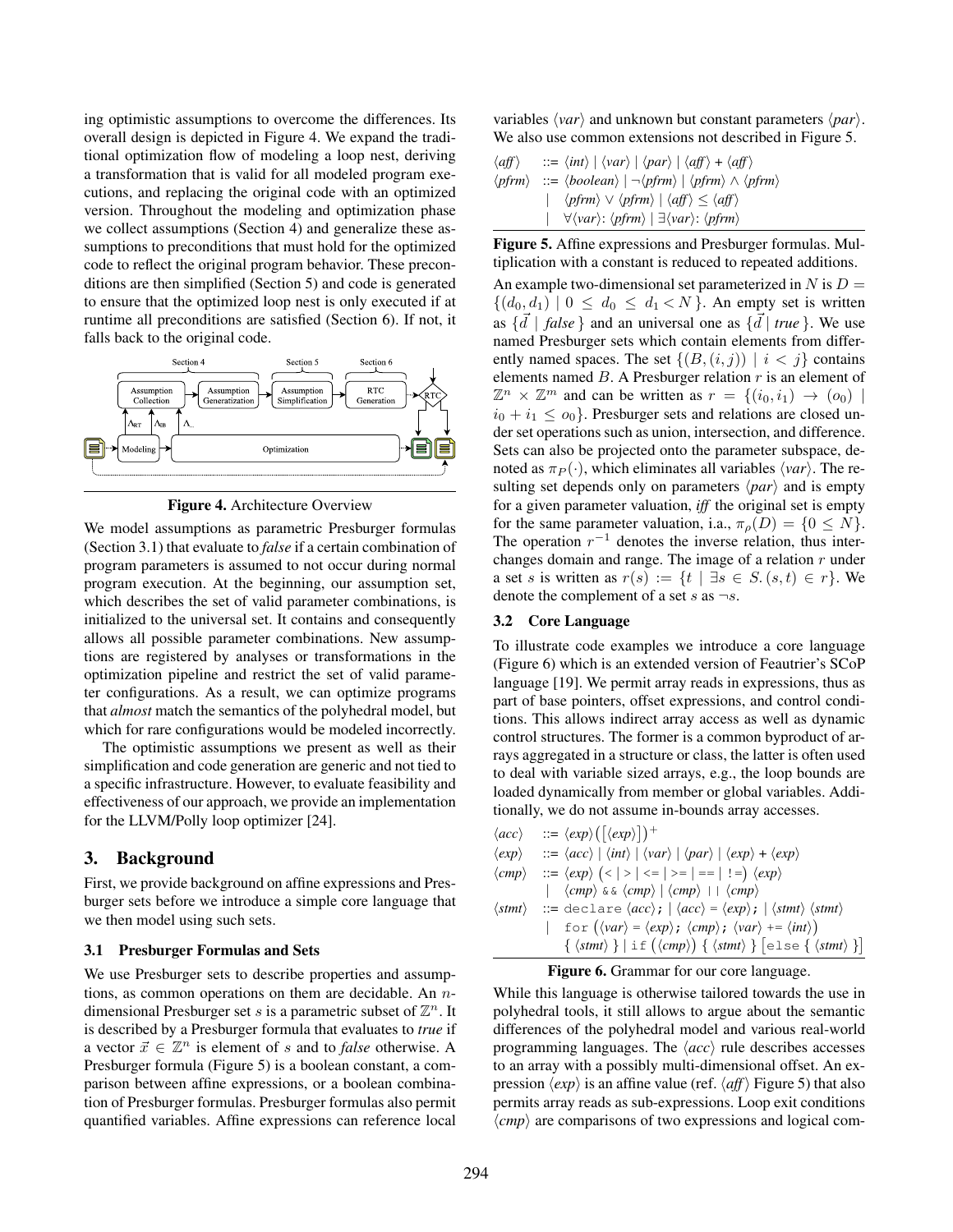ing optimistic assumptions to overcome the differences. Its overall design is depicted in Figure 4. We expand the traditional optimization flow of modeling a loop nest, deriving a transformation that is valid for all modeled program executions, and replacing the original code with an optimized version. Throughout the modeling and optimization phase we collect assumptions (Section 4) and generalize these assumptions to preconditions that must hold for the optimized code to reflect the original program behavior. These preconditions are then simplified (Section 5) and code is generated to ensure that the optimized loop nest is only executed if at runtime all preconditions are satisfied (Section 6). If not, it falls back to the original code.

Section 4
Section 5
Section 6
Assumption Collection
Assumption Generatization
Assumption Simplification
RTC Generation
RTC
$\Lambda_{RT}$
$\Lambda_{SB}$
$\Lambda_{...}$
Modeling
Optimization

**Figure 4.** Architecture Overview

We model assumptions as parametric Presburger formulas (Section 3.1) that evaluate to *false* if a certain combination of program parameters is assumed to not occur during normal program execution. At the beginning, our assumption set, which describes the set of valid parameter combinations, is initialized to the universal set. It contains and consequently allows all possible parameter combinations. New assumptions are registered by analyses or transformations in the optimization pipeline and restrict the set of valid parameter configurations. As a result, we can optimize programs that *almost* match the semantics of the polyhedral model, but which for rare configurations would be modeled incorrectly.

The optimistic assumptions we present as well as their simplification and code generation are generic and not tied to a specific infrastructure. However, to evaluate feasibility and effectiveness of our approach, we provide an implementation for the LLVM/Polly loop optimizer [24].

## 3. Background

First, we provide background on affine expressions and Presburger sets before we introduce a simple core language that we then model using such sets.

### 3.1 Presburger Formulas and Sets

We use Presburger sets to describe properties and assumptions, as common operations on them are decidable. An $n$-dimensional Presburger set $s$ is a parametric subset of $\mathbb{Z}^n$. It is described by a Presburger formula that evaluates to *true* if a vector $\vec{x} \in \mathbb{Z}^n$ is element of $s$ and to *false* otherwise. A Presburger formula (Figure 5) is a boolean constant, a comparison between affine expressions, or a boolean combination of Presburger formulas. Presburger formulas also permit quantified variables. Affine expressions can reference local variables $\langle var \rangle$ and unknown but constant parameters $\langle par \rangle$. We also use common extensions not described in Figure 5.

$$
\begin{aligned}
\langle \mathit{aff} \rangle \quad &::= \langle \mathit{int} \rangle \mid \langle \mathit{var} \rangle \mid \langle \mathit{par} \rangle \mid \langle \mathit{aff} \rangle + \langle \mathit{aff} \rangle \\
\langle \mathit{pfrm} \rangle \quad &::= \langle \mathit{boolean} \rangle \mid \neg\langle \mathit{pfrm} \rangle \mid \langle \mathit{pfrm} \rangle \wedge \langle \mathit{pfrm} \rangle \\
&\quad\mid \langle \mathit{pfrm} \rangle \vee \langle \mathit{pfrm} \rangle \mid \langle \mathit{aff} \rangle \leq \langle \mathit{aff} \rangle \\
&\quad\mid \forall \langle \mathit{var} \rangle\colon \langle \mathit{pfrm} \rangle \mid \exists \langle \mathit{var} \rangle\colon \langle \mathit{pfrm} \rangle
\end{aligned}
$$

**Figure 5.** Affine expressions and Presburger formulas. Multiplication with a constant is reduced to repeated additions.

An example two-dimensional set parameterized in $N$ is $D = \{(d_0, d_1) \mid 0 \leq d_0 \leq d_1 < N\}$. An empty set is written as $\{\vec{d} \mid \mathit{false}\}$ and an universal one as $\{\vec{d} \mid \mathit{true}\}$. We use named Presburger sets which contain elements from differently named spaces. The set $\{(B, (i, j)) \mid i < j\}$ contains elements named $B$. A Presburger relation $r$ is an element of $\mathbb{Z}^n \times \mathbb{Z}^m$ and can be written as $r = \{(i_0, i_1) \rightarrow (o_0) \mid i_0 + i_1 \leq o_0\}$. Presburger sets and relations are closed under set operations such as union, intersection, and difference. Sets can also be projected onto the parameter subspace, denoted as $\pi_P(\cdot)$, which eliminates all variables $\langle var \rangle$. The resulting set depends only on parameters $\langle par \rangle$ and is empty for a given parameter valuation, *iff* the original set is empty for the same parameter valuation, i.a., $\pi_\rho(D) = \{0 \leq N\}$. The operation $r^{-1}$ denotes the inverse relation, thus interchanges domain and range. The image of a relation $r$ under a set $s$ is written as $r(s) := \{t \mid \exists s \in S. (s, t) \in r\}$. We denote the complement of a set $s$ as $\neg s$.

### 3.2 Core Language

To illustrate code examples we introduce a core language (Figure 6) which is an extended version of Feautrier's SCoP language [19]. We permit array reads in expressions, thus as part of base pointers, offset expressions, and control conditions. This allows indirect array access as well as dynamic control structures. The former is a common byproduct of arrays aggregated in a structure or class, the latter is often used to deal with variable sized arrays, e.g., the loop bounds are loaded dynamically from member or global variables. Additionally, we do not assume in-bounds array accesses.

```
⟨acc⟩  ::= ⟨exp⟩([⟨exp⟩])+
⟨exp⟩  ::= ⟨acc⟩ | ⟨int⟩ | ⟨var⟩ | ⟨par⟩ | ⟨exp⟩ + ⟨exp⟩
⟨cmp⟩  ::= ⟨exp⟩ (< | > | <= | >= | == | !=) ⟨exp⟩
         | ⟨cmp⟩ && ⟨cmp⟩ | ⟨cmp⟩ || ⟨cmp⟩
⟨stmt⟩ ::= declare ⟨acc⟩; | ⟨acc⟩ = ⟨exp⟩; | ⟨stmt⟩ ⟨stmt⟩
         | for (⟨var⟩ = ⟨exp⟩; ⟨cmp⟩; ⟨var⟩ += ⟨int⟩)
           { ⟨stmt⟩ } | if (⟨cmp⟩) { ⟨stmt⟩ } [else { ⟨stmt⟩ }]
```

**Figure 6.** Grammar for our core language.

While this language is otherwise tailored towards the use in polyhedral tools, it still allows to argue about the semantic differences of the polyhedral model and various real-world programming languages. The $\langle acc \rangle$ rule describes accesses to an array with a possibly multi-dimensional offset. An expression $\langle exp \rangle$ is an affine value (ref. $\langle \mathit{aff} \rangle$ Figure 5) that also permits array reads as sub-expressions. Loop exit conditions $\langle cmp \rangle$ are comparisons of two expressions and logical com-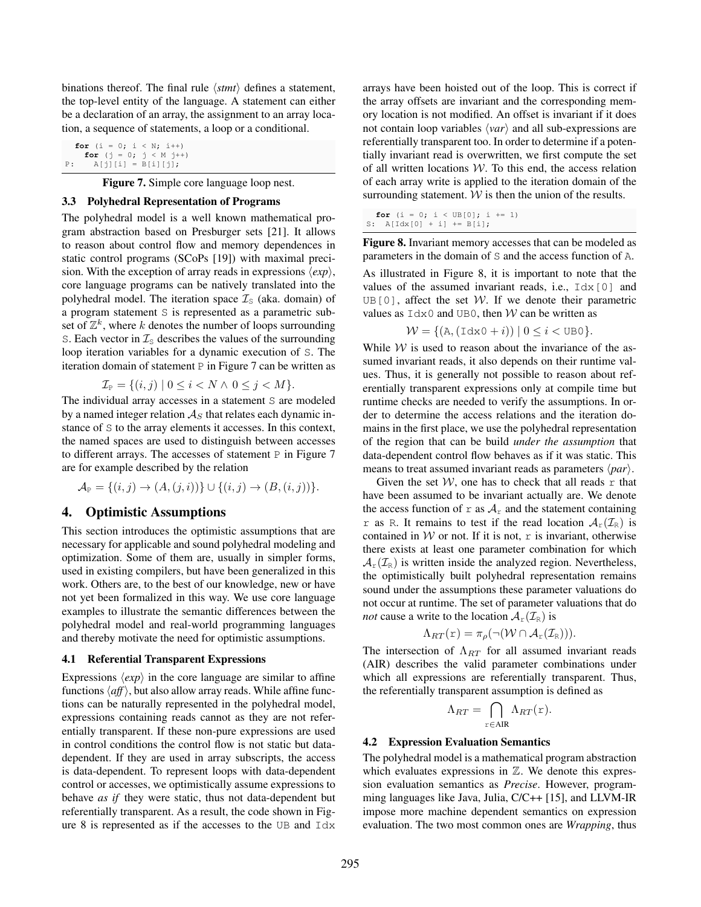binations thereof. The final rule ⟨*stmt*⟩ defines a statement, the top-level entity of the language. A statement can either be a declaration of an array, the assignment to an array location, a sequence of statements, a loop or a conditional.

```
   for (i = 0; i < N; i++)
     for (j = 0; j < M j++)
P:     A[j][i] = B[i][j];
```

**Figure 7.** Simple core language loop nest.

### 3.3 Polyhedral Representation of Programs

The polyhedral model is a well known mathematical program abstraction based on Presburger sets [21]. It allows to reason about control flow and memory dependences in static control programs (SCoPs [19]) with maximal precision. With the exception of array reads in expressions ⟨*exp*⟩, core language programs can be natively translated into the polyhedral model. The iteration space $\mathcal{I}_{\mathtt{S}}$ (aka. domain) of a program statement S is represented as a parametric subset of $\mathbb{Z}^k$, where $k$ denotes the number of loops surrounding S. Each vector in $\mathcal{I}_{\mathtt{S}}$ describes the values of the surrounding loop iteration variables for a dynamic execution of S. The iteration domain of statement P in Figure 7 can be written as

$$\mathcal{I}_{\mathtt{P}} = \{(i, j) \mid 0 \leq i < N \wedge 0 \leq j < M\}.$$

The individual array accesses in a statement S are modeled by a named integer relation $\mathcal{A}_S$ that relates each dynamic instance of S to the array elements it accesses. In this context, the named spaces are used to distinguish between accesses to different arrays. The accesses of statement P in Figure 7 are for example described by the relation

$$\mathcal{A}_{\mathtt{P}} = \{(i, j) \to (A, (j, i))\} \cup \{(i, j) \to (B, (i, j))\}.$$

## 4. Optimistic Assumptions

This section introduces the optimistic assumptions that are necessary for applicable and sound polyhedral modeling and optimization. Some of them are, usually in simpler forms, used in existing compilers, but have been generalized in this work. Others are, to the best of our knowledge, new or have not yet been formalized in this way. We use core language examples to illustrate the semantic differences between the polyhedral model and real-world programming languages and thereby motivate the need for optimistic assumptions.

### 4.1 Referential Transparent Expressions

Expressions ⟨*exp*⟩ in the core language are similar to affine functions ⟨*aff*⟩, but also allow array reads. While affine functions can be naturally represented in the polyhedral model, expressions containing reads cannot as they are not referentially transparent. If these non-pure expressions are used in control conditions the control flow is not static but data-dependent. If they are used in array subscripts, the access is data-dependent. To represent loops with data-dependent control or accesses, we optimistically assume expressions to behave *as if* they were static, thus not data-dependent but referentially transparent. As a result, the code shown in Figure 8 is represented as if the accesses to the UB and Idx arrays have been hoisted out of the loop. This is correct if the array offsets are invariant and the corresponding memory location is not modified. An offset is invariant if it does not contain loop variables ⟨*var*⟩ and all sub-expressions are referentially transparent too. In order to determine if a potentially invariant read is overwritten, we first compute the set of all written locations $\mathcal{W}$. To this end, the access relation of each array write is applied to the iteration domain of the surrounding statement. $\mathcal{W}$ is then the union of the results.

```
   for (i = 0; i < UB[0]; i += 1)
S:  A[Idx[0] + i] += B[i];
```

**Figure 8.** Invariant memory accesses that can be modeled as parameters in the domain of S and the access function of A.

As illustrated in Figure 8, it is important to note that the values of the assumed invariant reads, i.e., Idx[0] and UB[0], affect the set $\mathcal{W}$. If we denote their parametric values as Idx0 and UB0, then $\mathcal{W}$ can be written as

$$\mathcal{W} = \{(\mathtt{A}, (\mathtt{Idx0} + i)) \mid 0 \leq i < \mathtt{UB0}\}.$$

While $\mathcal{W}$ is used to reason about the invariance of the assumed invariant reads, it also depends on their runtime values. Thus, it is generally not possible to reason about referentially transparent expressions only at compile time but runtime checks are needed to verify the assumptions. In order to determine the access relations and the iteration domains in the first place, we use the polyhedral representation of the region that can be build *under the assumption* that data-dependent control flow behaves as if it was static. This means to treat assumed invariant reads as parameters ⟨*par*⟩.

Given the set $\mathcal{W}$, one has to check that all reads r that have been assumed to be invariant actually are. We denote the access function of r as $\mathcal{A}_{\mathtt{r}}$ and the statement containing r as R. It remains to test if the read location $\mathcal{A}_{\mathtt{r}}(\mathcal{I}_{\mathtt{R}})$ is contained in $\mathcal{W}$ or not. If it is not, r is invariant, otherwise there exists at least one parameter combination for which $\mathcal{A}_{\mathtt{r}}(\mathcal{I}_{\mathtt{R}})$ is written inside the analyzed region. Nevertheless, the optimistically built polyhedral representation remains sound under the assumptions these parameter valuations do not occur at runtime. The set of parameter valuations that do *not* cause a write to the location $\mathcal{A}_{\mathtt{r}}(\mathcal{I}_{\mathtt{R}})$ is

$$\Lambda_{RT}(\mathtt{r}) = \pi_\rho(\neg(\mathcal{W} \cap \mathcal{A}_{\mathtt{r}}(\mathcal{I}_{\mathtt{R}}))).$$

The intersection of $\Lambda_{RT}$ for all assumed invariant reads (AIR) describes the valid parameter combinations under which all expressions are referentially transparent. Thus, the referentially transparent assumption is defined as

$$\Lambda_{RT} = \bigcap_{\mathtt{r} \in \mathrm{AIR}} \Lambda_{RT}(\mathtt{r}).$$

### 4.2 Expression Evaluation Semantics

The polyhedral model is a mathematical program abstraction which evaluates expressions in $\mathbb{Z}$. We denote this expression evaluation semantics as *Precise*. However, programming languages like Java, Julia, C/C++ [15], and LLVM-IR impose more machine dependent semantics on expression evaluation. The two most common ones are *Wrapping*, thus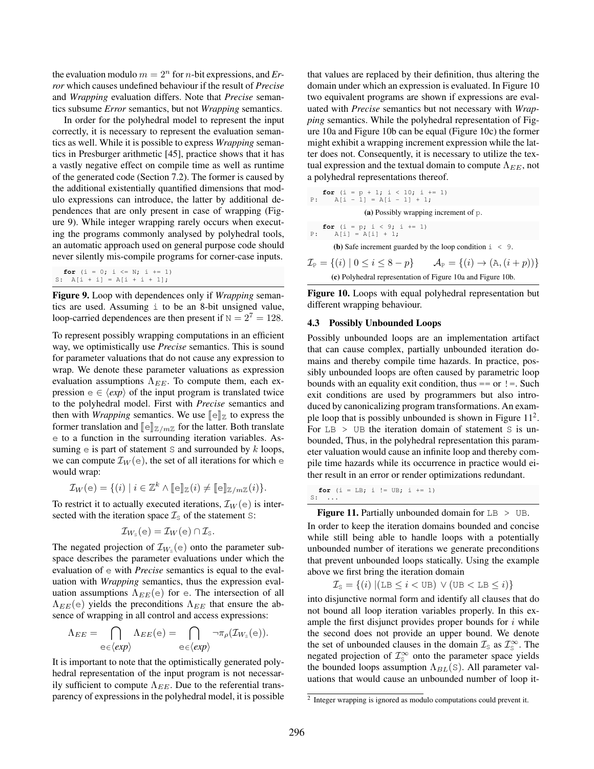the evaluation modulo $m = 2^n$ for $n$-bit expressions, and *Error* which causes undefined behaviour if the result of *Precise* and *Wrapping* evaluation differs. Note that *Precise* semantics subsume *Error* semantics, but not *Wrapping* semantics.

In order for the polyhedral model to represent the input correctly, it is necessary to represent the evaluation semantics as well. While it is possible to express *Wrapping* semantics in Presburger arithmetic [45], practice shows that it has a vastly negative effect on compile time as well as runtime of the generated code (Section 7.2). The former is caused by the additional existentially quantified dimensions that modulo expressions can introduce, the latter by additional dependences that are only present in case of wrapping (Figure 9). While integer wrapping rarely occurs when executing the programs commonly analysed by polyhedral tools, an automatic approach used on general purpose code should never silently mis-compile programs for corner-case inputs.

```
   for (i = 0; i <= N; i += 1)
S:  A[i + i] = A[i + i + 1];
```

**Figure 9.** Loop with dependences only if *Wrapping* semantics are used. Assuming `i` to be an 8-bit unsigned value, loop-carried dependences are then present if $\texttt{N} = 2^7 = 128$.

To represent possibly wrapping computations in an efficient way, we optimistically use *Precise* semantics. This is sound for parameter valuations that do not cause any expression to wrap. We denote these parameter valuations as expression evaluation assumptions $\Lambda_{EE}$. To compute them, each expression $\texttt{e} \in \langle exp \rangle$ of the input program is translated twice to the polyhedral model. First with *Precise* semantics and then with *Wrapping* semantics. We use $[\![\texttt{e}]\!]_{\mathbb{Z}}$ to express the former translation and $[\![\texttt{e}]\!]_{\mathbb{Z}/m\mathbb{Z}}$ for the latter. Both translate `e` to a function in the surrounding iteration variables. Assuming `e` is part of statement `S` and surrounded by $k$ loops, we can compute $\mathcal{I}_W(\texttt{e})$, the set of all iterations for which `e` would wrap:

$$\mathcal{I}_W(\texttt{e}) = \{(i) \mid i \in \mathbb{Z}^k \wedge [\![\texttt{e}]\!]_{\mathbb{Z}}(i) \neq [\![\texttt{e}]\!]_{\mathbb{Z}/m\mathbb{Z}}(i)\}.$$

To restrict it to actually executed iterations, $\mathcal{I}_W(\texttt{e})$ is intersected with the iteration space $\mathcal{I}_{\texttt{S}}$ of the statement `S`:

$$\mathcal{I}_{W_{\texttt{S}}}(\texttt{e}) = \mathcal{I}_W(\texttt{e}) \cap \mathcal{I}_{\texttt{S}}.$$

The negated projection of $\mathcal{I}_{W_{\texttt{S}}}(\texttt{e})$ onto the parameter subspace describes the parameter evaluations under which the evaluation of `e` with *Precise* semantics is equal to the evaluation with *Wrapping* semantics, thus the expression evaluation assumptions $\Lambda_{EE}(\texttt{e})$ for `e`. The intersection of all $\Lambda_{EE}(\texttt{e})$ yields the preconditions $\Lambda_{EE}$ that ensure the absence of wrapping in all control and access expressions:

$$\Lambda_{EE} = \bigcap_{\texttt{e} \in \langle exp \rangle} \Lambda_{EE}(\texttt{e}) = \bigcap_{\texttt{e} \in \langle exp \rangle} \neg\pi_\rho(\mathcal{I}_{W_{\texttt{S}}}(\texttt{e})).$$

It is important to note that the optimistically generated polyhedral representation of the input program is not necessarily sufficient to compute $\Lambda_{EE}$. Due to the referential transparency of expressions in the polyhedral model, it is possible that values are replaced by their definition, thus altering the domain under which an expression is evaluated. In Figure 10 two equivalent programs are shown if expressions are evaluated with *Precise* semantics but not necessary with *Wrapping* semantics. While the polyhedral representation of Figure 10a and Figure 10b can be equal (Figure 10c) the former might exhibit a wrapping increment expression while the latter does not. Consequently, it is necessary to utilize the textual expression and the textual domain to compute $\Lambda_{EE}$, not a polyhedral representations thereof.

```
   for (i = p + 1; i < 10; i += 1)
P:   A[i - 1] = A[i - 1] + 1;
```

**(a)** Possibly wrapping increment of `p`.

```
   for (i = p; i < 9; i += 1)
P:   A[i] = A[i] + 1;
```

**(b)** Safe increment guarded by the loop condition `i < 9`.

$$\mathcal{I}_{\texttt{P}} = \{(i) \mid 0 \leq i \leq 8 - p\} \qquad \mathcal{A}_{\texttt{P}} = \{(i) \rightarrow (\texttt{A}, (i + p))\}$$

**(c)** Polyhedral representation of Figure 10a and Figure 10b.

**Figure 10.** Loops with equal polyhedral representation but different wrapping behaviour.

### 4.3 Possibly Unbounded Loops

Possibly unbounded loops are an implementation artifact that can cause complex, partially unbounded iteration domains and thereby compile time hazards. In practice, possibly unbounded loops are often caused by parametric loop bounds with an equality exit condition, thus `==` or `!=`. Such exit conditions are used by programmers but also introduced by canonicalizing program transformations. An example loop that is possibly unbounded is shown in Figure 11[2]. For `LB > UB` the iteration domain of statement `S` is unbounded, Thus, in the polyhedral representation this parameter valuation would cause an infinite loop and thereby compile time hazards while its occurrence in practice would either result in an error or render optimizations redundant.

```
   for (i = LB; i != UB; i += 1)
S:  ...
```

**Figure 11.** Partially unbounded domain for `LB > UB`.

In order to keep the iteration domains bounded and concise while still being able to handle loops with a potentially unbounded number of iterations we generate preconditions that prevent unbounded loops statically. Using the example above we first bring the iteration domain

$$\mathcal{I}_{\texttt{S}} = \{(i) \mid (\texttt{LB} \leq i < \texttt{UB}) \vee (\texttt{UB} < \texttt{LB} \leq i)\}$$

into disjunctive normal form and identify all clauses that do not bound all loop iteration variables properly. In this example the first disjunct provides proper bounds for $i$ while the second does not provide an upper bound. We denote the set of unbounded clauses in the domain $\mathcal{I}_{\texttt{S}}$ as $\mathcal{I}_{\texttt{S}}^{\infty}$. The negated projection of $\mathcal{I}_{\texttt{S}}^{\infty}$ onto the parameter space yields the bounded loops assumption $\Lambda_{BL}(\texttt{S})$. All parameter valuations that would cause an unbounded number of loop it-

[2] Integer wrapping is ignored as modulo computations could prevent it.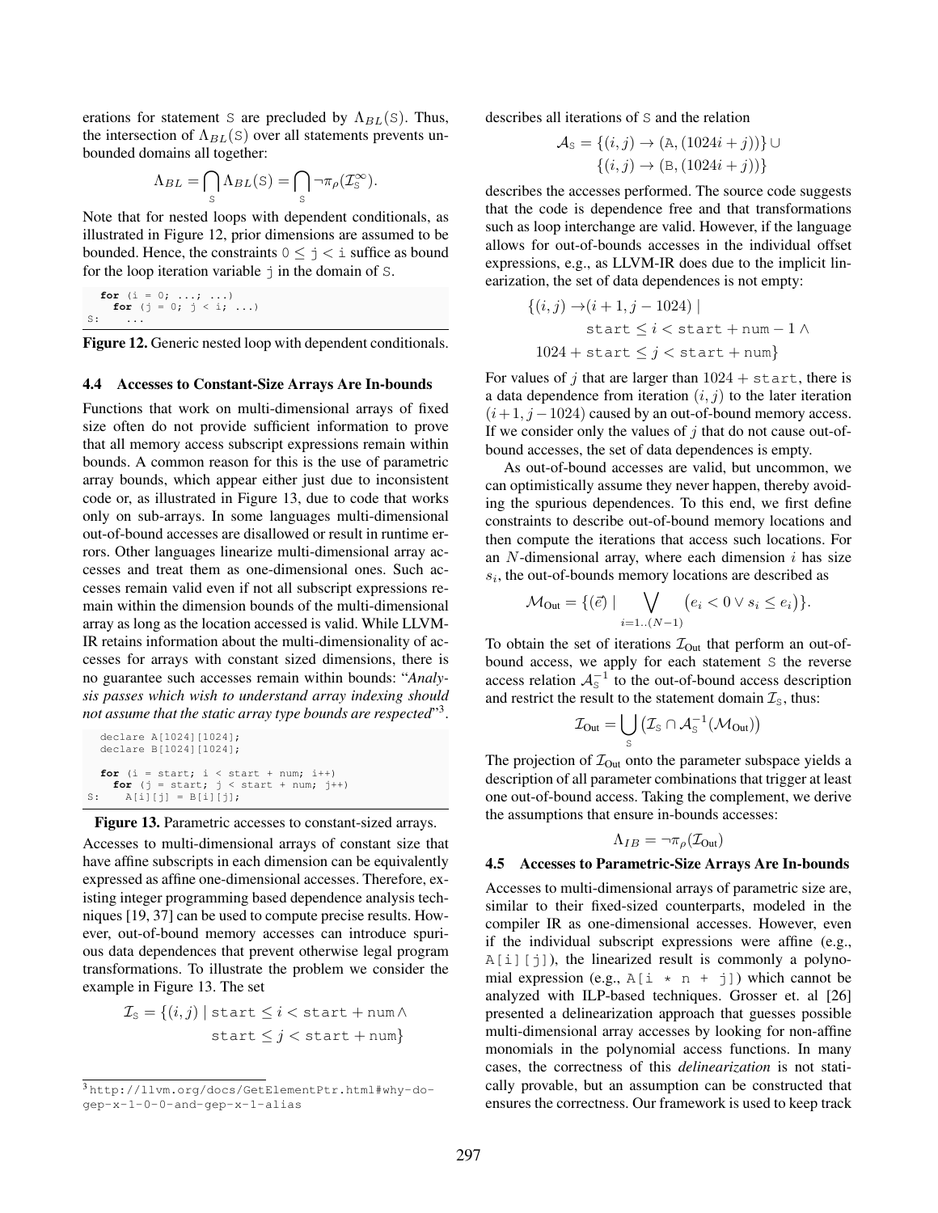erations for statement S are precluded by $\Lambda_{BL}(\texttt{S})$. Thus, the intersection of $\Lambda_{BL}(\texttt{S})$ over all statements prevents unbounded domains all together:

$$\Lambda_{BL} = \bigcap_{\texttt{S}} \Lambda_{BL}(\texttt{S}) = \bigcap_{\texttt{S}} \neg \pi_\rho(\mathcal{I}_{\texttt{S}}^{\infty}).$$

Note that for nested loops with dependent conditionals, as illustrated in Figure 12, prior dimensions are assumed to be bounded. Hence, the constraints $0 \le \texttt{j} < \texttt{i}$ suffice as bound for the loop iteration variable j in the domain of S.

```
  for (i = 0; ...; ...)
    for (j = 0; j < i; ...)
S:    ...
```

**Figure 12.** Generic nested loop with dependent conditionals.

### 4.4 Accesses to Constant-Size Arrays Are In-bounds

Functions that work on multi-dimensional arrays of fixed size often do not provide sufficient information to prove that all memory access subscript expressions remain within bounds. A common reason for this is the use of parametric array bounds, which appear either just due to inconsistent code or, as illustrated in Figure 13, due to code that works only on sub-arrays. In some languages multi-dimensional out-of-bound accesses are disallowed or result in runtime errors. Other languages linearize multi-dimensional array accesses and treat them as one-dimensional ones. Such accesses remain valid even if not all subscript expressions remain within the dimension bounds of the multi-dimensional array as long as the location accessed is valid. While LLVM-IR retains information about the multi-dimensionality of accesses for arrays with constant sized dimensions, there is no guarantee such accesses remain within bounds: "*Analysis passes which wish to understand array indexing should not assume that the static array type bounds are respected*"[3].

```
  declare A[1024][1024];
  declare B[1024][1024];

  for (i = start; i < start + num; i++)
    for (j = start; j < start + num; j++)
S:    A[i][j] = B[i][j];
```

**Figure 13.** Parametric accesses to constant-sized arrays.

Accesses to multi-dimensional arrays of constant size that have affine subscripts in each dimension can be equivalently expressed as affine one-dimensional accesses. Therefore, existing integer programming based dependence analysis techniques [19, 37] can be used to compute precise results. However, out-of-bound memory accesses can introduce spurious data dependences that prevent otherwise legal program transformations. To illustrate the problem we consider the example in Figure 13. The set

$$\mathcal{I}_{\texttt{S}} = \{(i,j) \mid \texttt{start} \le i < \texttt{start} + \texttt{num} \wedge \\ \texttt{start} \le j < \texttt{start} + \texttt{num}\}$$

describes all iterations of S and the relation

$$\mathcal{A}_{\texttt{S}} = \{(i,j) \to (\texttt{A}, (1024i + j))\} \cup \\ \{(i,j) \to (\texttt{B}, (1024i + j))\}$$

describes the accesses performed. The source code suggests that the code is dependence free and that transformations such as loop interchange are valid. However, if the language allows for out-of-bounds accesses in the individual offset expressions, e.g., as LLVM-IR does due to the implicit linearization, the set of data dependences is not empty:

$$\{(i,j) \to (i+1, j-1024) \mid \\ \texttt{start} \le i < \texttt{start} + \texttt{num} - 1 \wedge \\ 1024 + \texttt{start} \le j < \texttt{start} + \texttt{num}\}$$

For values of $j$ that are larger than $1024 + \texttt{start}$, there is a data dependence from iteration $(i, j)$ to the later iteration $(i+1, j-1024)$ caused by an out-of-bound memory access. If we consider only the values of $j$ that do not cause out-of-bound accesses, the set of data dependences is empty.

As out-of-bound accesses are valid, but uncommon, we can optimistically assume they never happen, thereby avoiding the spurious dependences. To this end, we first define constraints to describe out-of-bound memory locations and then compute the iterations that access such locations. For an $N$-dimensional array, where each dimension $i$ has size $s_i$, the out-of-bounds memory locations are described as

$$\mathcal{M}_{\text{Out}} = \{(\vec{e}) \mid \bigvee_{i=1..(N-1)} \big(e_i < 0 \vee s_i \le e_i\big)\}.$$

To obtain the set of iterations $\mathcal{I}_{\text{Out}}$ that perform an out-of-bound access, we apply for each statement S the reverse access relation $\mathcal{A}_{\texttt{S}}^{-1}$ to the out-of-bound access description and restrict the result to the statement domain $\mathcal{I}_{\texttt{S}}$, thus:

$$\mathcal{I}_{\text{Out}} = \bigcup_{\texttt{S}} \big(\mathcal{I}_{\texttt{S}} \cap \mathcal{A}_{\texttt{S}}^{-1}(\mathcal{M}_{\text{Out}})\big)$$

The projection of $\mathcal{I}_{\text{Out}}$ onto the parameter subspace yields a description of all parameter combinations that trigger at least one out-of-bound access. Taking the complement, we derive the assumptions that ensure in-bounds accesses:

$$\Lambda_{IB} = \neg \pi_\rho(\mathcal{I}_{\text{Out}})$$

### 4.5 Accesses to Parametric-Size Arrays Are In-bounds

Accesses to multi-dimensional arrays of parametric size are, similar to their fixed-sized counterparts, modeled in the compiler IR as one-dimensional accesses. However, even if the individual subscript expressions were affine (e.g., A[i][j]), the linearized result is commonly a polynomial expression (e.g., A[i * n + j]) which cannot be analyzed with ILP-based techniques. Grosser et. al [26] presented a delinearization approach that guesses possible multi-dimensional array accesses by looking for non-affine monomials in the polynomial access functions. In many cases, the correctness of this *delinearization* is not statically provable, but an assumption can be constructed that ensures the correctness. Our framework is used to keep track

[3] http://llvm.org/docs/GetElementPtr.html#why-do-gep-x-1-0-0-and-gep-x-1-alias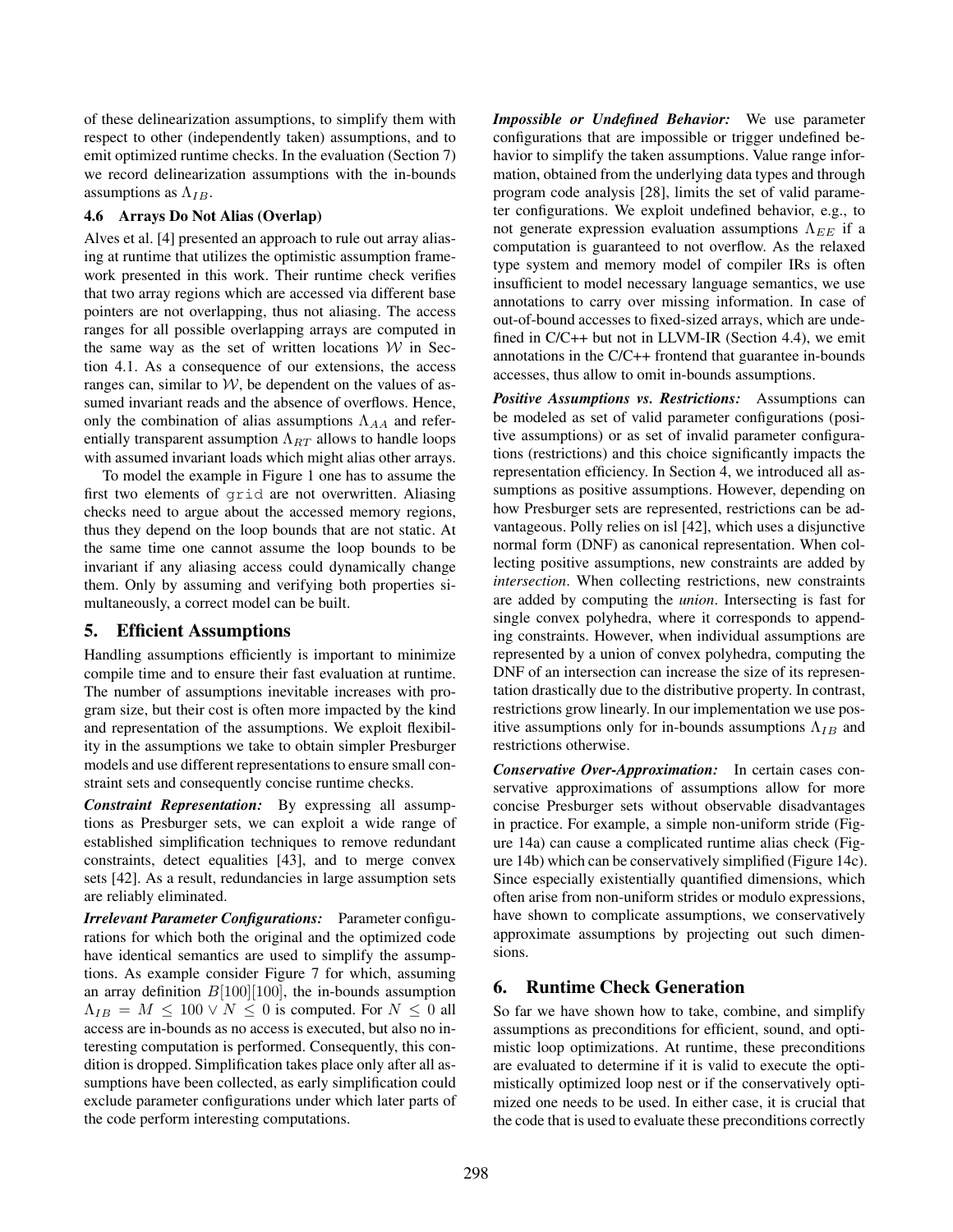of these delinearization assumptions, to simplify them with respect to other (independently taken) assumptions, and to emit optimized runtime checks. In the evaluation (Section 7) we record delinearization assumptions with the in-bounds assumptions as $\Lambda_{IB}$.

### 4.6 Arrays Do Not Alias (Overlap)

Alves et al. [4] presented an approach to rule out array aliasing at runtime that utilizes the optimistic assumption framework presented in this work. Their runtime check verifies that two array regions which are accessed via different base pointers are not overlapping, thus not aliasing. The access ranges for all possible overlapping arrays are computed in the same way as the set of written locations $\mathcal{W}$ in Section 4.1. As a consequence of our extensions, the access ranges can, similar to $\mathcal{W}$, be dependent on the values of assumed invariant reads and the absence of overflows. Hence, only the combination of alias assumptions $\Lambda_{AA}$ and referentially transparent assumption $\Lambda_{RT}$ allows to handle loops with assumed invariant loads which might alias other arrays.

To model the example in Figure 1 one has to assume the first two elements of `grid` are not overwritten. Aliasing checks need to argue about the accessed memory regions, thus they depend on the loop bounds that are not static. At the same time one cannot assume the loop bounds to be invariant if any aliasing access could dynamically change them. Only by assuming and verifying both properties simultaneously, a correct model can be built.

## 5. Efficient Assumptions

Handling assumptions efficiently is important to minimize compile time and to ensure their fast evaluation at runtime. The number of assumptions inevitable increases with program size, but their cost is often more impacted by the kind and representation of the assumptions. We exploit flexibility in the assumptions we take to obtain simpler Presburger models and use different representations to ensure small constraint sets and consequently concise runtime checks.

***Constraint Representation:*** By expressing all assumptions as Presburger sets, we can exploit a wide range of established simplification techniques to remove redundant constraints, detect equalities [43], and to merge convex sets [42]. As a result, redundancies in large assumption sets are reliably eliminated.

***Irrelevant Parameter Configurations:*** Parameter configurations for which both the original and the optimized code have identical semantics are used to simplify the assumptions. As example consider Figure 7 for which, assuming an array definition $B[100][100]$, the in-bounds assumption $\Lambda_{IB} = M \leq 100 \vee N \leq 0$ is computed. For $N \leq 0$ all access are in-bounds as no access is executed, but also no interesting computation is performed. Consequently, this condition is dropped. Simplification takes place only after all assumptions have been collected, as early simplification could exclude parameter configurations under which later parts of the code perform interesting computations.

***Impossible or Undefined Behavior:*** We use parameter configurations that are impossible or trigger undefined behavior to simplify the taken assumptions. Value range information, obtained from the underlying data types and through program code analysis [28], limits the set of valid parameter configurations. We exploit undefined behavior, e.g., to not generate expression evaluation assumptions $\Lambda_{EE}$ if a computation is guaranteed to not overflow. As the relaxed type system and memory model of compiler IRs is often insufficient to model necessary language semantics, we use annotations to carry over missing information. In case of out-of-bound accesses to fixed-sized arrays, which are undefined in C/C++ but not in LLVM-IR (Section 4.4), we emit annotations in the C/C++ frontend that guarantee in-bounds accesses, thus allow to omit in-bounds assumptions.

***Positive Assumptions vs. Restrictions:*** Assumptions can be modeled as set of valid parameter configurations (positive assumptions) or as set of invalid parameter configurations (restrictions) and this choice significantly impacts the representation efficiency. In Section 4, we introduced all assumptions as positive assumptions. However, depending on how Presburger sets are represented, restrictions can be advantageous. Polly relies on isl [42], which uses a disjunctive normal form (DNF) as canonical representation. When collecting positive assumptions, new constraints are added by *intersection*. When collecting restrictions, new constraints are added by computing the *union*. Intersecting is fast for single convex polyhedra, where it corresponds to appending constraints. However, when individual assumptions are represented by a union of convex polyhedra, computing the DNF of an intersection can increase the size of its representation drastically due to the distributive property. In contrast, restrictions grow linearly. In our implementation we use positive assumptions only for in-bounds assumptions $\Lambda_{IB}$ and restrictions otherwise.

***Conservative Over-Approximation:*** In certain cases conservative approximations of assumptions allow for more concise Presburger sets without observable disadvantages in practice. For example, a simple non-uniform stride (Figure 14a) can cause a complicated runtime alias check (Figure 14b) which can be conservatively simplified (Figure 14c). Since especially existentially quantified dimensions, which often arise from non-uniform strides or modulo expressions, have shown to complicate assumptions, we conservatively approximate assumptions by projecting out such dimensions.

## 6. Runtime Check Generation

So far we have shown how to take, combine, and simplify assumptions as preconditions for efficient, sound, and optimistic loop optimizations. At runtime, these preconditions are evaluated to determine if it is valid to execute the optimistically optimized loop nest or if the conservatively optimized one needs to be used. In either case, it is crucial that the code that is used to evaluate these preconditions correctly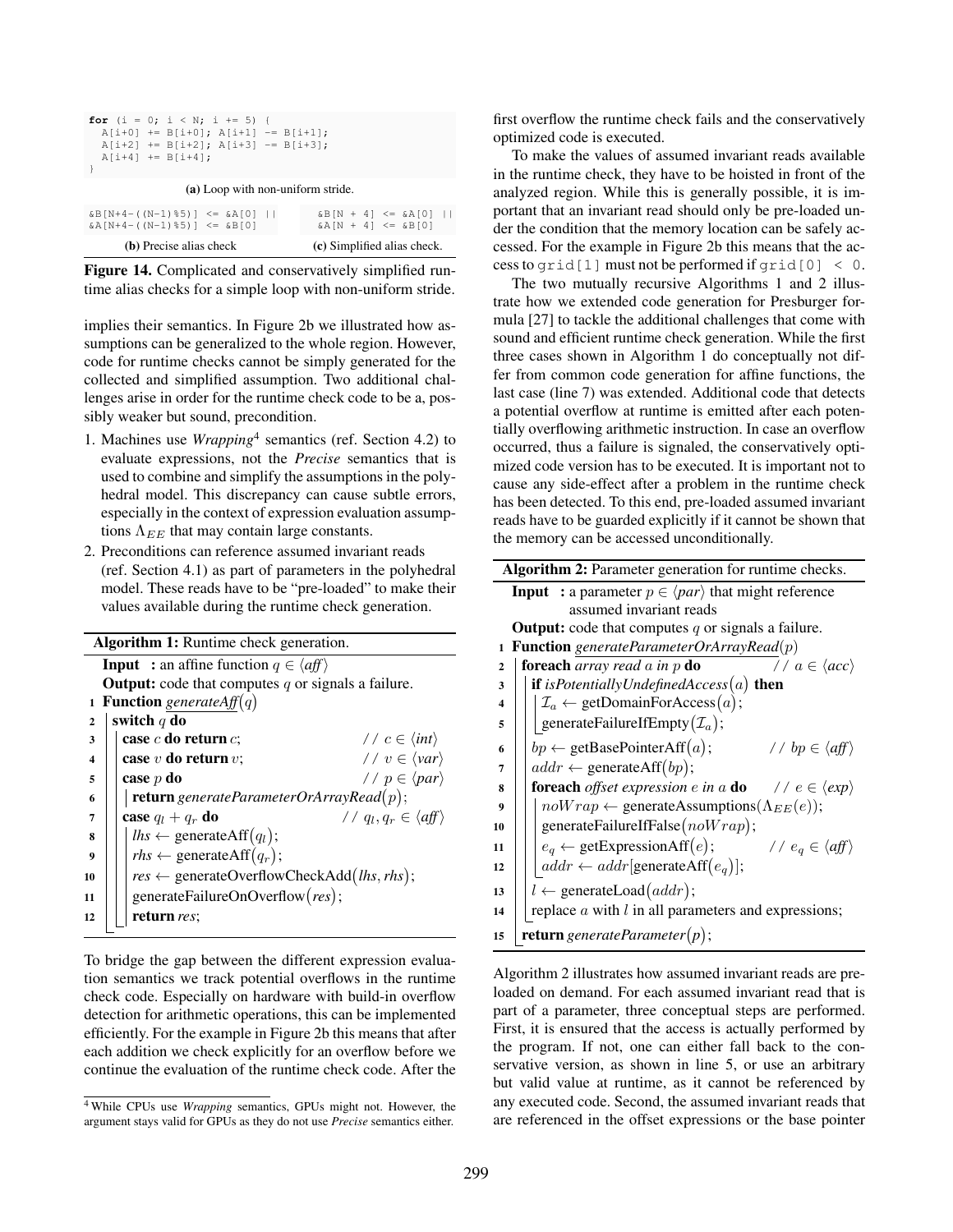```
for (i = 0; i < N; i += 5) {
  A[i+0] += B[i+0]; A[i+1] -= B[i+1];
  A[i+2] += B[i+2]; A[i+3] -= B[i+3];
  A[i+4] += B[i+4];
}
```

**(a)** Loop with non-uniform stride.

```
&B[N+4-((N-1)%5)] <= &A[0] ||
&A[N+4-((N-1)%5)] <= &B[0]
```

**(b)** Precise alias check

```
&B[N + 4] <= &A[0] ||
&A[N + 4] <= &B[0]
```

**(c)** Simplified alias check.

**Figure 14.** Complicated and conservatively simplified runtime alias checks for a simple loop with non-uniform stride.

implies their semantics. In Figure 2b we illustrated how assumptions can be generalized to the whole region. However, code for runtime checks cannot be simply generated for the collected and simplified assumption. Two additional challenges arise in order for the runtime check code to be a, possibly weaker but sound, precondition.

1. Machines use *Wrapping*[4] semantics (ref. Section 4.2) to evaluate expressions, not the *Precise* semantics that is used to combine and simplify the assumptions in the polyhedral model. This discrepancy can cause subtle errors, especially in the context of expression evaluation assumptions $\Lambda_{EE}$ that may contain large constants.
2. Preconditions can reference assumed invariant reads (ref. Section 4.1) as part of parameters in the polyhedral model. These reads have to be "pre-loaded" to make their values available during the runtime check generation.

**Algorithm 1:** Runtime check generation.

**Input :** an affine function $q \in \langle aff \rangle$
**Output:** code that computes $q$ or signals a failure.

```
1  Function generateAff(q)
2    switch q do
3      case c do return c;                          // c ∈ ⟨int⟩
4      case v do return v;                          // v ∈ ⟨var⟩
5      case p do                                    // p ∈ ⟨par⟩
6        return generateParameterOrArrayRead(p);
7      case q_l + q_r do                            // q_l, q_r ∈ ⟨aff⟩
8        lhs ← generateAff(q_l);
9        rhs ← generateAff(q_r);
10       res ← generateOverflowCheckAdd(lhs, rhs);
11       generateFailureOnOverflow(res);
12       return res;
```

To bridge the gap between the different expression evaluation semantics we track potential overflows in the runtime check code. Especially on hardware with build-in overflow detection for arithmetic operations, this can be implemented efficiently. For the example in Figure 2b this means that after each addition we check explicitly for an overflow before we continue the evaluation of the runtime check code. After the first overflow the runtime check fails and the conservatively optimized code is executed.

To make the values of assumed invariant reads available in the runtime check, they have to be hoisted in front of the analyzed region. While this is generally possible, it is important that an invariant read should only be pre-loaded under the condition that the memory location can be safely accessed. For the example in Figure 2b this means that the access to `grid[1]` must not be performed if `grid[0] < 0`.

The two mutually recursive Algorithms 1 and 2 illustrate how we extended code generation for Presburger formula [27] to tackle the additional challenges that come with sound and efficient runtime check generation. While the first three cases shown in Algorithm 1 do conceptually not differ from common code generation for affine functions, the last case (line 7) was extended. Additional code that detects a potential overflow at runtime is emitted after each potentially overflowing arithmetic instruction. In case an overflow occurred, thus a failure is signaled, the conservatively optimized code version has to be executed. It is important not to cause any side-effect after a problem in the runtime check has been detected. To this end, pre-loaded assumed invariant reads have to be guarded explicitly if it cannot be shown that the memory can be accessed unconditionally.

**Algorithm 2:** Parameter generation for runtime checks.

**Input :** a parameter $p \in \langle par \rangle$ that might reference assumed invariant reads
**Output:** code that computes $q$ or signals a failure.

```
1  Function generateParameterOrArrayRead(p)
2    foreach array read a in p do                   // a ∈ ⟨acc⟩
3      if isPotentiallyUndefinedAccess(a) then
4        I_a ← getDomainForAccess(a);
5        generateFailureIfEmpty(I_a);
6      bp ← getBasePointerAff(a);                   // bp ∈ ⟨aff⟩
7      addr ← generateAff(bp);
8      foreach offset expression e in a do          // e ∈ ⟨exp⟩
9        noWrap ← generateAssumptions(Λ_EE(e));
10       generateFailureIfFalse(noWrap);
11       e_q ← getExpressionAff(e);                 // e_q ∈ ⟨aff⟩
12       addr ← addr[generateAff(e_q)];
13     l ← generateLoad(addr);
14     replace a with l in all parameters and expressions;
15   return generateParameter(p);
```

Algorithm 2 illustrates how assumed invariant reads are preloaded on demand. For each assumed invariant read that is part of a parameter, three conceptual steps are performed. First, it is ensured that the access is actually performed by the program. If not, one can either fall back to the conservative version, as shown in line 5, or use an arbitrary but valid value at runtime, as it cannot be referenced by any executed code. Second, the assumed invariant reads that are referenced in the offset expressions or the base pointer

[4] While CPUs use *Wrapping* semantics, GPUs might not. However, the argument stays valid for GPUs as they do not use *Precise* semantics either.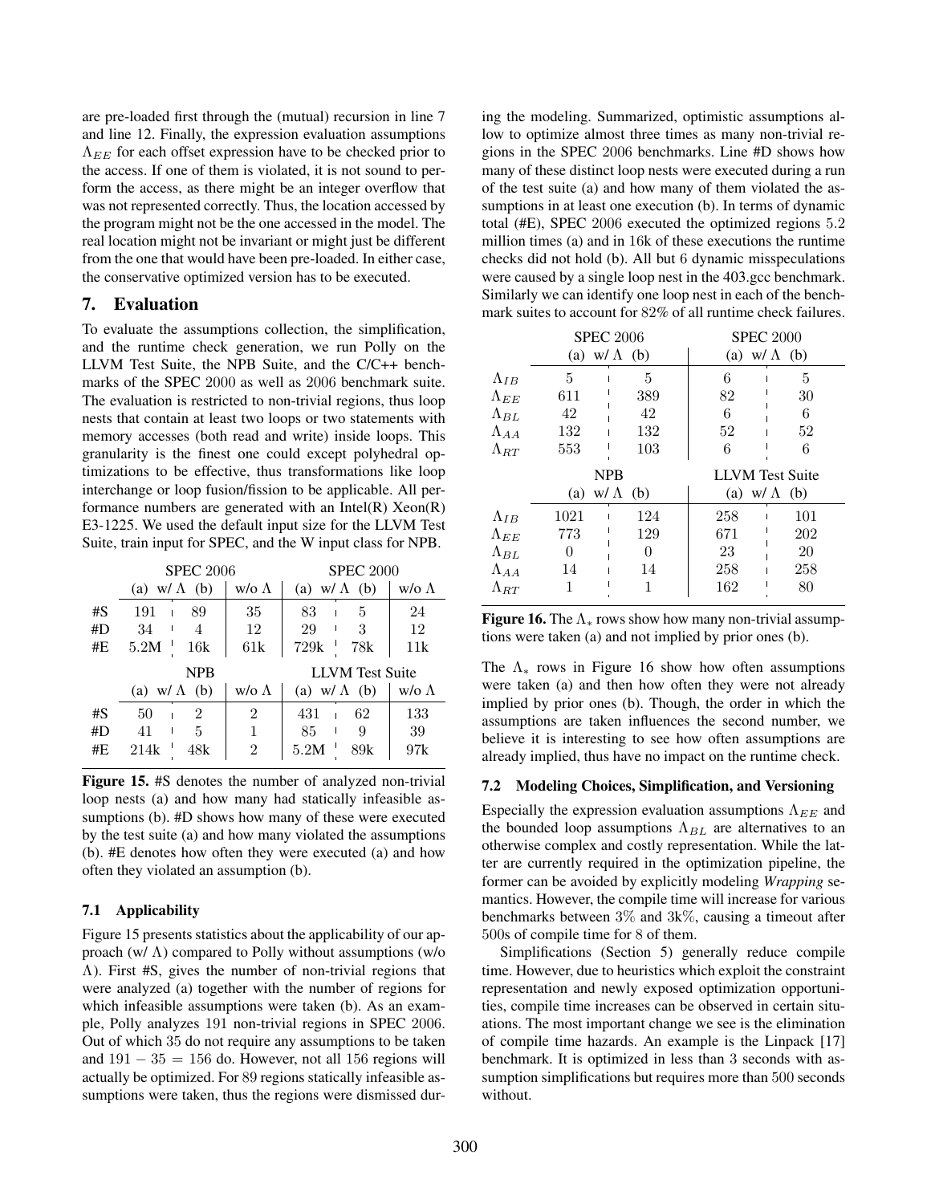are pre-loaded first through the (mutual) recursion in line 7 and line 12. Finally, the expression evaluation assumptions $\Lambda_{EE}$ for each offset expression have to be checked prior to the access. If one of them is violated, it is not sound to perform the access, as there might be an integer overflow that was not represented correctly. Thus, the location accessed by the program might not be the one accessed in the model. The real location might not be invariant or might just be different from the one that would have been pre-loaded. In either case, the conservative optimized version has to be executed.

## 7. Evaluation

To evaluate the assumptions collection, the simplification, and the runtime check generation, we run Polly on the LLVM Test Suite, the NPB Suite, and the C/C++ benchmarks of the SPEC 2000 as well as 2006 benchmark suite. The evaluation is restricted to non-trivial regions, thus loop nests that contain at least two loops or two statements with memory accesses (both read and write) inside loops. This granularity is the finest one could except polyhedral optimizations to be effective, thus transformations like loop interchange or loop fusion/fission to be applicable. All performance numbers are generated with an Intel(R) Xeon(R) E3-1225. We used the default input size for the LLVM Test Suite, train input for SPEC, and the W input class for NPB.

| | SPEC 2006 | | | SPEC 2000 | | |
|---|---|---|---|---|---|---|
| | (a) w/ $\Lambda$ | (b) | w/o $\Lambda$ | (a) w/ $\Lambda$ | (b) | w/o $\Lambda$ |
| #S | 191 | 89 | 35 | 83 | 5 | 24 |
| #D | 34 | 4 | 12 | 29 | 3 | 12 |
| #E | 5.2M | 16k | 61k | 729k | 78k | 11k |
| | **NPB** | | | **LLVM Test Suite** | | |
| | (a) w/ $\Lambda$ | (b) | w/o $\Lambda$ | (a) w/ $\Lambda$ | (b) | w/o $\Lambda$ |
| #S | 50 | 2 | 2 | 431 | 62 | 133 |
| #D | 41 | 5 | 1 | 85 | 9 | 39 |
| #E | 214k | 48k | 2 | 5.2M | 89k | 97k |

**Figure 15.** #S denotes the number of analyzed non-trivial loop nests (a) and how many had statically infeasible assumptions (b). #D shows how many of these were executed by the test suite (a) and how many violated the assumptions (b). #E denotes how often they were executed (a) and how often they violated an assumption (b).

### 7.1 Applicability

Figure 15 presents statistics about the applicability of our approach (w/ $\Lambda$) compared to Polly without assumptions (w/o $\Lambda$). First #S, gives the number of non-trivial regions that were analyzed (a) together with the number of regions for which infeasible assumptions were taken (b). As an example, Polly analyzes 191 non-trivial regions in SPEC 2006. Out of which 35 do not require any assumptions to be taken and $191 - 35 = 156$ do. However, not all 156 regions will actually be optimized. For 89 regions statically infeasible assumptions were taken, thus the regions were dismissed during the modeling. Summarized, optimistic assumptions allow to optimize almost three times as many non-trivial regions in the SPEC 2006 benchmarks. Line #D shows how many of these distinct loop nests were executed during a run of the test suite (a) and how many of them violated the assumptions in at least one execution (b). In terms of dynamic total (#E), SPEC 2006 executed the optimized regions 5.2 million times (a) and in 16k of these executions the runtime checks did not hold (b). All but 6 dynamic misspeculations were caused by a single loop nest in the 403.gcc benchmark. Similarly we can identify one loop nest in each of the benchmark suites to account for 82% of all runtime check failures.

| | SPEC 2006 | | SPEC 2000 | |
|---|---|---|---|---|
| | (a) w/ $\Lambda$ | (b) | (a) w/ $\Lambda$ | (b) |
| $\Lambda_{IB}$ | 5 | 5 | 6 | 5 |
| $\Lambda_{EE}$ | 611 | 389 | 82 | 30 |
| $\Lambda_{BL}$ | 42 | 42 | 6 | 6 |
| $\Lambda_{AA}$ | 132 | 132 | 52 | 52 |
| $\Lambda_{RT}$ | 553 | 103 | 6 | 6 |
| | **NPB** | | **LLVM Test Suite** | |
| | (a) w/ $\Lambda$ | (b) | (a) w/ $\Lambda$ | (b) |
| $\Lambda_{IB}$ | 1021 | 124 | 258 | 101 |
| $\Lambda_{EE}$ | 773 | 129 | 671 | 202 |
| $\Lambda_{BL}$ | 0 | 0 | 23 | 20 |
| $\Lambda_{AA}$ | 14 | 14 | 258 | 258 |
| $\Lambda_{RT}$ | 1 | 1 | 162 | 80 |

**Figure 16.** The $\Lambda_*$ rows show how many non-trivial assumptions were taken (a) and not implied by prior ones (b).

The $\Lambda_*$ rows in Figure 16 show how often assumptions were taken (a) and then how often they were not already implied by prior ones (b). Though, the order in which the assumptions are taken influences the second number, we believe it is interesting to see how often assumptions are already implied, thus have no impact on the runtime check.

### 7.2 Modeling Choices, Simplification, and Versioning

Especially the expression evaluation assumptions $\Lambda_{EE}$ and the bounded loop assumptions $\Lambda_{BL}$ are alternatives to an otherwise complex and costly representation. While the latter are currently required in the optimization pipeline, the former can be avoided by explicitly modeling *Wrapping* semantics. However, the compile time will increase for various benchmarks between 3% and 3k%, causing a timeout after 500s of compile time for 8 of them.

Simplifications (Section 5) generally reduce compile time. However, due to heuristics which exploit the constraint representation and newly exposed optimization opportunities, compile time increases can be observed in certain situations. The most important change we see is the elimination of compile time hazards. An example is the Linpack [17] benchmark. It is optimized in less than 3 seconds with assumption simplifications but requires more than 500 seconds without.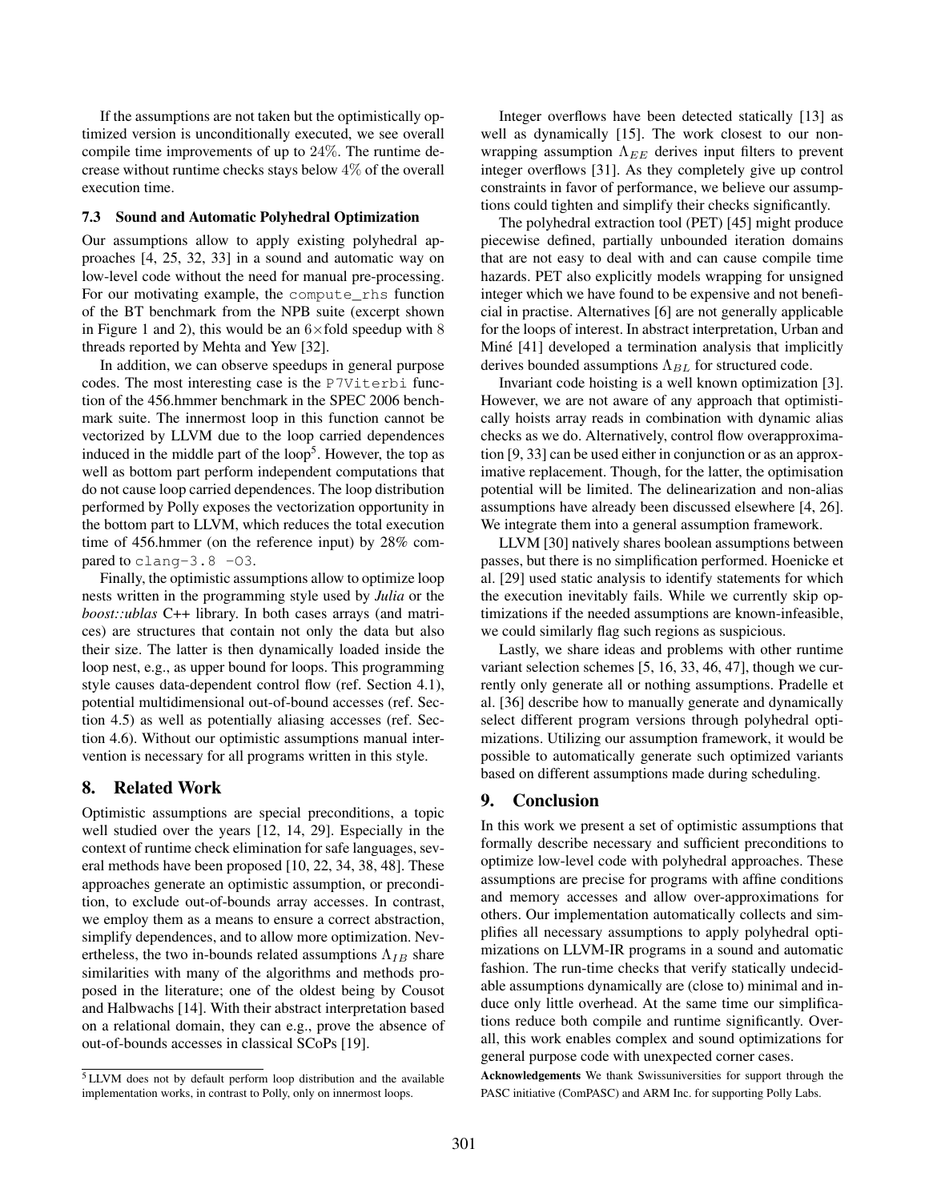If the assumptions are not taken but the optimistically optimized version is unconditionally executed, we see overall compile time improvements of up to 24%. The runtime decrease without runtime checks stays below 4% of the overall execution time.

### 7.3 Sound and Automatic Polyhedral Optimization

Our assumptions allow to apply existing polyhedral approaches [4, 25, 32, 33] in a sound and automatic way on low-level code without the need for manual pre-processing. For our motivating example, the `compute_rhs` function of the BT benchmark from the NPB suite (excerpt shown in Figure 1 and 2), this would be an 6×fold speedup with 8 threads reported by Mehta and Yew [32].

In addition, we can observe speedups in general purpose codes. The most interesting case is the `P7Viterbi` function of the 456.hmmer benchmark in the SPEC 2006 benchmark suite. The innermost loop in this function cannot be vectorized by LLVM due to the loop carried dependences induced in the middle part of the loop[5]. However, the top as well as bottom part perform independent computations that do not cause loop carried dependences. The loop distribution performed by Polly exposes the vectorization opportunity in the bottom part to LLVM, which reduces the total execution time of 456.hmmer (on the reference input) by 28% compared to `clang-3.8 -O3`.

Finally, the optimistic assumptions allow to optimize loop nests written in the programming style used by *Julia* or the *boost::ublas* C++ library. In both cases arrays (and matrices) are structures that contain not only the data but also their size. The latter is then dynamically loaded inside the loop nest, e.g., as upper bound for loops. This programming style causes data-dependent control flow (ref. Section 4.1), potential multidimensional out-of-bound accesses (ref. Section 4.5) as well as potentially aliasing accesses (ref. Section 4.6). Without our optimistic assumptions manual intervention is necessary for all programs written in this style.

## 8. Related Work

Optimistic assumptions are special preconditions, a topic well studied over the years [12, 14, 29]. Especially in the context of runtime check elimination for safe languages, several methods have been proposed [10, 22, 34, 38, 48]. These approaches generate an optimistic assumption, or precondition, to exclude out-of-bounds array accesses. In contrast, we employ them as a means to ensure a correct abstraction, simplify dependences, and to allow more optimization. Nevertheless, the two in-bounds related assumptions $\Lambda_{IB}$ share similarities with many of the algorithms and methods proposed in the literature; one of the oldest being by Cousot and Halbwachs [14]. With their abstract interpretation based on a relational domain, they can e.g., prove the absence of out-of-bounds accesses in classical SCoPs [19].

[5] LLVM does not by default perform loop distribution and the available implementation works, in contrast to Polly, only on innermost loops.

Integer overflows have been detected statically [13] as well as dynamically [15]. The work closest to our non-wrapping assumption $\Lambda_{EE}$ derives input filters to prevent integer overflows [31]. As they completely give up control constraints in favor of performance, we believe our assumptions could tighten and simplify their checks significantly.

The polyhedral extraction tool (PET) [45] might produce piecewise defined, partially unbounded iteration domains that are not easy to deal with and can cause compile time hazards. PET also explicitly models wrapping for unsigned integer which we have found to be expensive and not beneficial in practise. Alternatives [6] are not generally applicable for the loops of interest. In abstract interpretation, Urban and Miné [41] developed a termination analysis that implicitly derives bounded assumptions $\Lambda_{BL}$ for structured code.

Invariant code hoisting is a well known optimization [3]. However, we are not aware of any approach that optimistically hoists array reads in combination with dynamic alias checks as we do. Alternatively, control flow overapproximation [9, 33] can be used either in conjunction or as an approximative replacement. Though, for the latter, the optimisation potential will be limited. The delinearization and non-alias assumptions have already been discussed elsewhere [4, 26]. We integrate them into a general assumption framework.

LLVM [30] natively shares boolean assumptions between passes, but there is no simplification performed. Hoenicke et al. [29] used static analysis to identify statements for which the execution inevitably fails. While we currently skip optimizations if the needed assumptions are known-infeasible, we could similarly flag such regions as suspicious.

Lastly, we share ideas and problems with other runtime variant selection schemes [5, 16, 33, 46, 47], though we currently only generate all or nothing assumptions. Pradelle et al. [36] describe how to manually generate and dynamically select different program versions through polyhedral optimizations. Utilizing our assumption framework, it would be possible to automatically generate such optimized variants based on different assumptions made during scheduling.

## 9. Conclusion

In this work we present a set of optimistic assumptions that formally describe necessary and sufficient preconditions to optimize low-level code with polyhedral approaches. These assumptions are precise for programs with affine conditions and memory accesses and allow over-approximations for others. Our implementation automatically collects and simplifies all necessary assumptions to apply polyhedral optimizations on LLVM-IR programs in a sound and automatic fashion. The run-time checks that verify statically undecidable assumptions dynamically are (close to) minimal and induce only little overhead. At the same time our simplifications reduce both compile and runtime significantly. Overall, this work enables complex and sound optimizations for general purpose code with unexpected corner cases.

**Acknowledgements** We thank Swissuniversities for support through the PASC initiative (ComPASC) and ARM Inc. for supporting Polly Labs.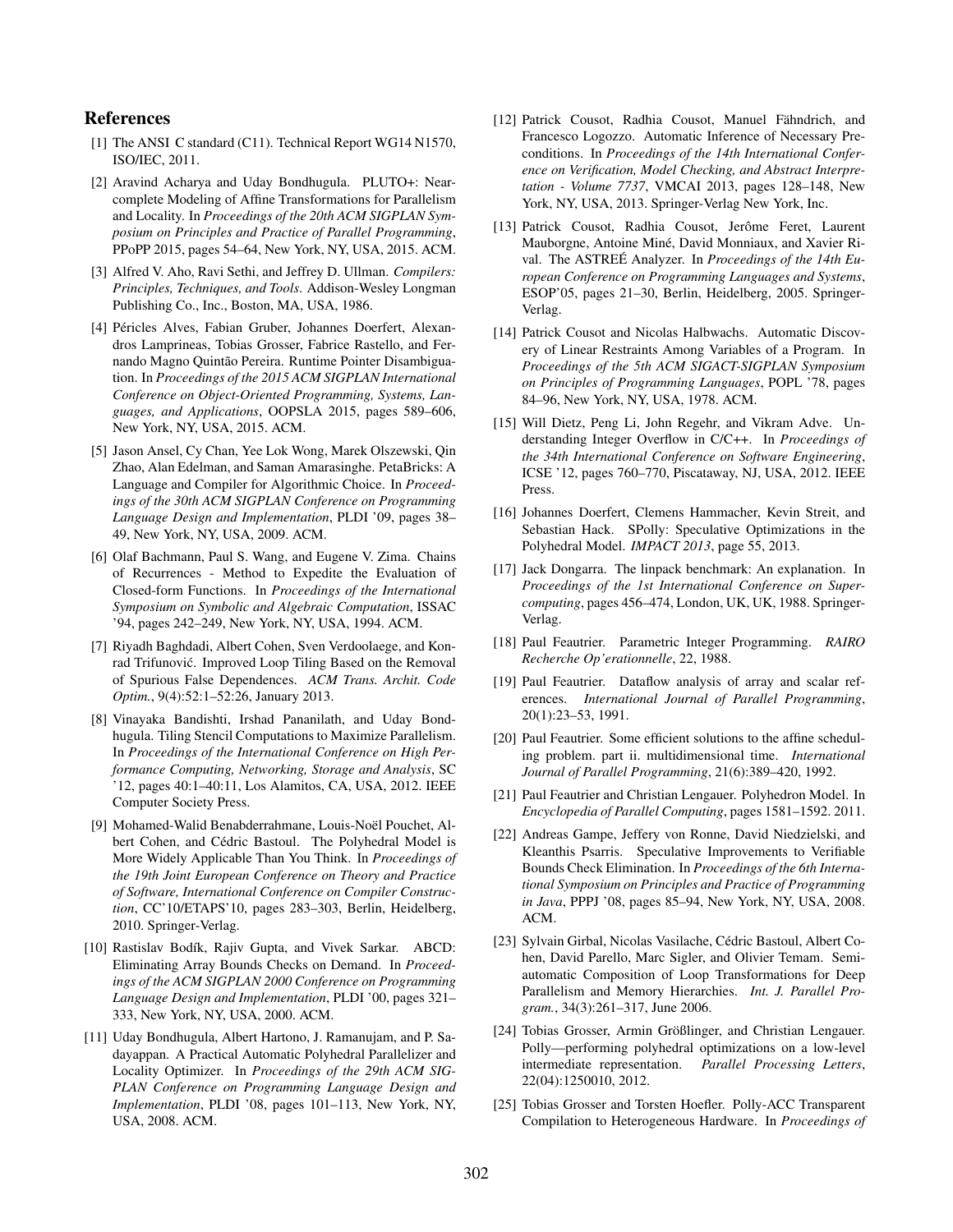## References

[1] The ANSI C standard (C11). Technical Report WG14 N1570, ISO/IEC, 2011.

[2] Aravind Acharya and Uday Bondhugula. PLUTO+: Near-complete Modeling of Affine Transformations for Parallelism and Locality. In *Proceedings of the 20th ACM SIGPLAN Symposium on Principles and Practice of Parallel Programming*, PPoPP 2015, pages 54–64, New York, NY, USA, 2015. ACM.

[3] Alfred V. Aho, Ravi Sethi, and Jeffrey D. Ullman. *Compilers: Principles, Techniques, and Tools*. Addison-Wesley Longman Publishing Co., Inc., Boston, MA, USA, 1986.

[4] Péricles Alves, Fabian Gruber, Johannes Doerfert, Alexandros Lamprineas, Tobias Grosser, Fabrice Rastello, and Fernando Magno Quintão Pereira. Runtime Pointer Disambiguation. In *Proceedings of the 2015 ACM SIGPLAN International Conference on Object-Oriented Programming, Systems, Languages, and Applications*, OOPSLA 2015, pages 589–606, New York, NY, USA, 2015. ACM.

[5] Jason Ansel, Cy Chan, Yee Lok Wong, Marek Olszewski, Qin Zhao, Alan Edelman, and Saman Amarasinghe. PetaBricks: A Language and Compiler for Algorithmic Choice. In *Proceedings of the 30th ACM SIGPLAN Conference on Programming Language Design and Implementation*, PLDI '09, pages 38–49, New York, NY, USA, 2009. ACM.

[6] Olaf Bachmann, Paul S. Wang, and Eugene V. Zima. Chains of Recurrences - Method to Expedite the Evaluation of Closed-form Functions. In *Proceedings of the International Symposium on Symbolic and Algebraic Computation*, ISSAC '94, pages 242–249, New York, NY, USA, 1994. ACM.

[7] Riyadh Baghdadi, Albert Cohen, Sven Verdoolaege, and Konrad Trifunović. Improved Loop Tiling Based on the Removal of Spurious False Dependences. *ACM Trans. Archit. Code Optim.*, 9(4):52:1–52:26, January 2013.

[8] Vinayaka Bandishti, Irshad Pananilath, and Uday Bondhugula. Tiling Stencil Computations to Maximize Parallelism. In *Proceedings of the International Conference on High Performance Computing, Networking, Storage and Analysis*, SC '12, pages 40:1–40:11, Los Alamitos, CA, USA, 2012. IEEE Computer Society Press.

[9] Mohamed-Walid Benabderrahmane, Louis-Noël Pouchet, Albert Cohen, and Cédric Bastoul. The Polyhedral Model is More Widely Applicable Than You Think. In *Proceedings of the 19th Joint European Conference on Theory and Practice of Software, International Conference on Compiler Construction*, CC'10/ETAPS'10, pages 283–303, Berlin, Heidelberg, 2010. Springer-Verlag.

[10] Rastislav Bodík, Rajiv Gupta, and Vivek Sarkar. ABCD: Eliminating Array Bounds Checks on Demand. In *Proceedings of the ACM SIGPLAN 2000 Conference on Programming Language Design and Implementation*, PLDI '00, pages 321–333, New York, NY, USA, 2000. ACM.

[11] Uday Bondhugula, Albert Hartono, J. Ramanujam, and P. Sadayappan. A Practical Automatic Polyhedral Parallelizer and Locality Optimizer. In *Proceedings of the 29th ACM SIGPLAN Conference on Programming Language Design and Implementation*, PLDI '08, pages 101–113, New York, NY, USA, 2008. ACM.

[12] Patrick Cousot, Radhia Cousot, Manuel Fähndrich, and Francesco Logozzo. Automatic Inference of Necessary Preconditions. In *Proceedings of the 14th International Conference on Verification, Model Checking, and Abstract Interpretation - Volume 7737*, VMCAI 2013, pages 128–148, New York, NY, USA, 2013. Springer-Verlag New York, Inc.

[13] Patrick Cousot, Radhia Cousot, Jerôme Feret, Laurent Mauborgne, Antoine Miné, David Monniaux, and Xavier Rival. The ASTREÉ Analyzer. In *Proceedings of the 14th European Conference on Programming Languages and Systems*, ESOP'05, pages 21–30, Berlin, Heidelberg, 2005. Springer-Verlag.

[14] Patrick Cousot and Nicolas Halbwachs. Automatic Discovery of Linear Restraints Among Variables of a Program. In *Proceedings of the 5th ACM SIGACT-SIGPLAN Symposium on Principles of Programming Languages*, POPL '78, pages 84–96, New York, NY, USA, 1978. ACM.

[15] Will Dietz, Peng Li, John Regehr, and Vikram Adve. Understanding Integer Overflow in C/C++. In *Proceedings of the 34th International Conference on Software Engineering*, ICSE '12, pages 760–770, Piscataway, NJ, USA, 2012. IEEE Press.

[16] Johannes Doerfert, Clemens Hammacher, Kevin Streit, and Sebastian Hack. SPolly: Speculative Optimizations in the Polyhedral Model. *IMPACT 2013*, page 55, 2013.

[17] Jack Dongarra. The linpack benchmark: An explanation. In *Proceedings of the 1st International Conference on Supercomputing*, pages 456–474, London, UK, UK, 1988. Springer-Verlag.

[18] Paul Feautrier. Parametric Integer Programming. *RAIRO Recherche Op'erationnelle*, 22, 1988.

[19] Paul Feautrier. Dataflow analysis of array and scalar references. *International Journal of Parallel Programming*, 20(1):23–53, 1991.

[20] Paul Feautrier. Some efficient solutions to the affine scheduling problem. part ii. multidimensional time. *International Journal of Parallel Programming*, 21(6):389–420, 1992.

[21] Paul Feautrier and Christian Lengauer. Polyhedron Model. In *Encyclopedia of Parallel Computing*, pages 1581–1592. 2011.

[22] Andreas Gampe, Jeffery von Ronne, David Niedzielski, and Kleanthis Psarris. Speculative Improvements to Verifiable Bounds Check Elimination. In *Proceedings of the 6th International Symposium on Principles and Practice of Programming in Java*, PPPJ '08, pages 85–94, New York, NY, USA, 2008. ACM.

[23] Sylvain Girbal, Nicolas Vasilache, Cédric Bastoul, Albert Cohen, David Parello, Marc Sigler, and Olivier Temam. Semi-automatic Composition of Loop Transformations for Deep Parallelism and Memory Hierarchies. *Int. J. Parallel Program.*, 34(3):261–317, June 2006.

[24] Tobias Grosser, Armin Größlinger, and Christian Lengauer. Polly—performing polyhedral optimizations on a low-level intermediate representation. *Parallel Processing Letters*, 22(04):1250010, 2012.

[25] Tobias Grosser and Torsten Hoefler. Polly-ACC Transparent Compilation to Heterogeneous Hardware. In *Proceedings of*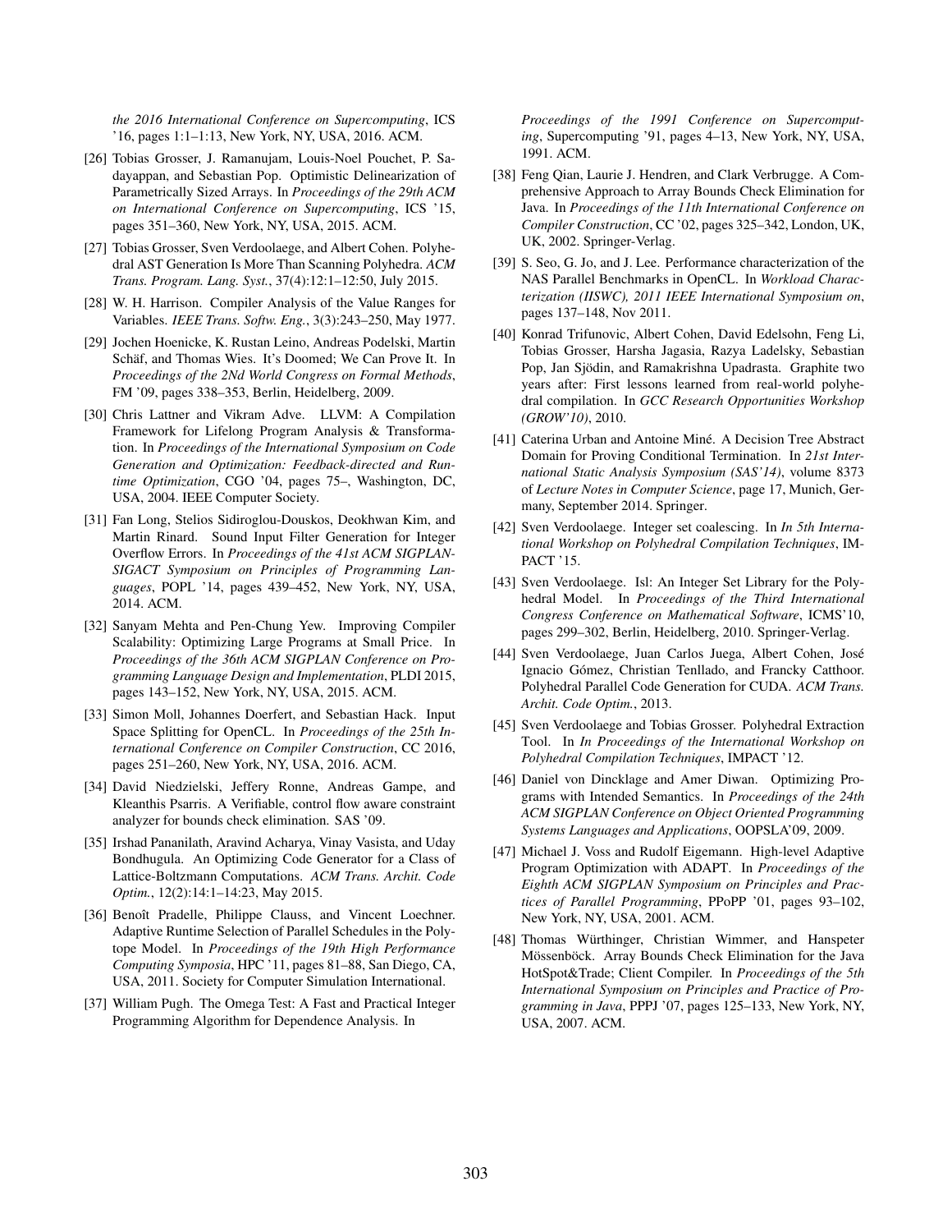*the 2016 International Conference on Supercomputing*, ICS '16, pages 1:1–1:13, New York, NY, USA, 2016. ACM.

[26] Tobias Grosser, J. Ramanujam, Louis-Noel Pouchet, P. Sadayappan, and Sebastian Pop. Optimistic Delinearization of Parametrically Sized Arrays. In *Proceedings of the 29th ACM on International Conference on Supercomputing*, ICS '15, pages 351–360, New York, NY, USA, 2015. ACM.

[27] Tobias Grosser, Sven Verdoolaege, and Albert Cohen. Polyhedral AST Generation Is More Than Scanning Polyhedra. *ACM Trans. Program. Lang. Syst.*, 37(4):12:1–12:50, July 2015.

[28] W. H. Harrison. Compiler Analysis of the Value Ranges for Variables. *IEEE Trans. Softw. Eng.*, 3(3):243–250, May 1977.

[29] Jochen Hoenicke, K. Rustan Leino, Andreas Podelski, Martin Schäf, and Thomas Wies. It's Doomed; We Can Prove It. In *Proceedings of the 2Nd World Congress on Formal Methods*, FM '09, pages 338–353, Berlin, Heidelberg, 2009.

[30] Chris Lattner and Vikram Adve. LLVM: A Compilation Framework for Lifelong Program Analysis & Transformation. In *Proceedings of the International Symposium on Code Generation and Optimization: Feedback-directed and Runtime Optimization*, CGO '04, pages 75–, Washington, DC, USA, 2004. IEEE Computer Society.

[31] Fan Long, Stelios Sidiroglou-Douskos, Deokhwan Kim, and Martin Rinard. Sound Input Filter Generation for Integer Overflow Errors. In *Proceedings of the 41st ACM SIGPLAN-SIGACT Symposium on Principles of Programming Languages*, POPL '14, pages 439–452, New York, NY, USA, 2014. ACM.

[32] Sanyam Mehta and Pen-Chung Yew. Improving Compiler Scalability: Optimizing Large Programs at Small Price. In *Proceedings of the 36th ACM SIGPLAN Conference on Programming Language Design and Implementation*, PLDI 2015, pages 143–152, New York, NY, USA, 2015. ACM.

[33] Simon Moll, Johannes Doerfert, and Sebastian Hack. Input Space Splitting for OpenCL. In *Proceedings of the 25th International Conference on Compiler Construction*, CC 2016, pages 251–260, New York, NY, USA, 2016. ACM.

[34] David Niedzielski, Jeffery Ronne, Andreas Gampe, and Kleanthis Psarris. A Verifiable, control flow aware constraint analyzer for bounds check elimination. SAS '09.

[35] Irshad Pananilath, Aravind Acharya, Vinay Vasista, and Uday Bondhugula. An Optimizing Code Generator for a Class of Lattice-Boltzmann Computations. *ACM Trans. Archit. Code Optim.*, 12(2):14:1–14:23, May 2015.

[36] Benoît Pradelle, Philippe Clauss, and Vincent Loechner. Adaptive Runtime Selection of Parallel Schedules in the Polytope Model. In *Proceedings of the 19th High Performance Computing Symposia*, HPC '11, pages 81–88, San Diego, CA, USA, 2011. Society for Computer Simulation International.

[37] William Pugh. The Omega Test: A Fast and Practical Integer Programming Algorithm for Dependence Analysis. In *Proceedings of the 1991 Conference on Supercomputing*, Supercomputing '91, pages 4–13, New York, NY, USA, 1991. ACM.

[38] Feng Qian, Laurie J. Hendren, and Clark Verbrugge. A Comprehensive Approach to Array Bounds Check Elimination for Java. In *Proceedings of the 11th International Conference on Compiler Construction*, CC '02, pages 325–342, London, UK, UK, 2002. Springer-Verlag.

[39] S. Seo, G. Jo, and J. Lee. Performance characterization of the NAS Parallel Benchmarks in OpenCL. In *Workload Characterization (IISWC), 2011 IEEE International Symposium on*, pages 137–148, Nov 2011.

[40] Konrad Trifunovic, Albert Cohen, David Edelsohn, Feng Li, Tobias Grosser, Harsha Jagasia, Razya Ladelsky, Sebastian Pop, Jan Sjödin, and Ramakrishna Upadrasta. Graphite two years after: First lessons learned from real-world polyhedral compilation. In *GCC Research Opportunities Workshop (GROW'10)*, 2010.

[41] Caterina Urban and Antoine Miné. A Decision Tree Abstract Domain for Proving Conditional Termination. In *21st International Static Analysis Symposium (SAS'14)*, volume 8373 of *Lecture Notes in Computer Science*, page 17, Munich, Germany, September 2014. Springer.

[42] Sven Verdoolaege. Integer set coalescing. In *In 5th International Workshop on Polyhedral Compilation Techniques*, IMPACT '15.

[43] Sven Verdoolaege. Isl: An Integer Set Library for the Polyhedral Model. In *Proceedings of the Third International Congress Conference on Mathematical Software*, ICMS'10, pages 299–302, Berlin, Heidelberg, 2010. Springer-Verlag.

[44] Sven Verdoolaege, Juan Carlos Juega, Albert Cohen, José Ignacio Gómez, Christian Tenllado, and Francky Catthoor. Polyhedral Parallel Code Generation for CUDA. *ACM Trans. Archit. Code Optim.*, 2013.

[45] Sven Verdoolaege and Tobias Grosser. Polyhedral Extraction Tool. In *In Proceedings of the International Workshop on Polyhedral Compilation Techniques*, IMPACT '12.

[46] Daniel von Dincklage and Amer Diwan. Optimizing Programs with Intended Semantics. In *Proceedings of the 24th ACM SIGPLAN Conference on Object Oriented Programming Systems Languages and Applications*, OOPSLA'09, 2009.

[47] Michael J. Voss and Rudolf Eigemann. High-level Adaptive Program Optimization with ADAPT. In *Proceedings of the Eighth ACM SIGPLAN Symposium on Principles and Practices of Parallel Programming*, PPoPP '01, pages 93–102, New York, NY, USA, 2001. ACM.

[48] Thomas Würthinger, Christian Wimmer, and Hanspeter Mössenböck. Array Bounds Check Elimination for the Java HotSpot&Trade; Client Compiler. In *Proceedings of the 5th International Symposium on Principles and Practice of Programming in Java*, PPPJ '07, pages 125–133, New York, NY, USA, 2007. ACM.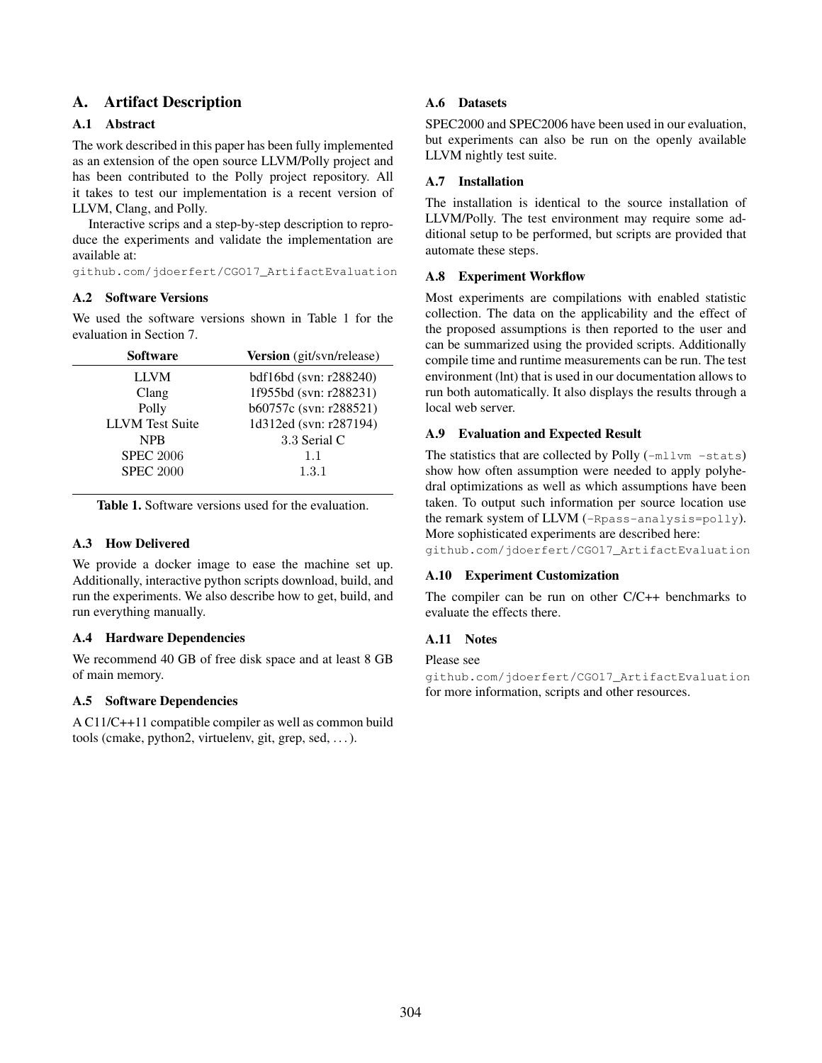# A. Artifact Description

## A.1 Abstract

The work described in this paper has been fully implemented as an extension of the open source LLVM/Polly project and has been contributed to the Polly project repository. All it takes to test our implementation is a recent version of LLVM, Clang, and Polly.

Interactive scrips and a step-by-step description to reproduce the experiments and validate the implementation are available at:

`github.com/jdoerfert/CGO17_ArtifactEvaluation`

## A.2 Software Versions

We used the software versions shown in Table 1 for the evaluation in Section 7.

| **Software** | **Version** (git/svn/release) |
|---|---|
| LLVM | bdf16bd (svn: r288240) |
| Clang | 1f955bd (svn: r288231) |
| Polly | b60757c (svn: r288521) |
| LLVM Test Suite | 1d312ed (svn: r287194) |
| NPB | 3.3 Serial C |
| SPEC 2006 | 1.1 |
| SPEC 2000 | 1.3.1 |

**Table 1.** Software versions used for the evaluation.

## A.3 How Delivered

We provide a docker image to ease the machine set up. Additionally, interactive python scripts download, build, and run the experiments. We also describe how to get, build, and run everything manually.

## A.4 Hardware Dependencies

We recommend 40 GB of free disk space and at least 8 GB of main memory.

## A.5 Software Dependencies

A C11/C++11 compatible compiler as well as common build tools (cmake, python2, virtuelenv, git, grep, sed, ...).

## A.6 Datasets

SPEC2000 and SPEC2006 have been used in our evaluation, but experiments can also be run on the openly available LLVM nightly test suite.

## A.7 Installation

The installation is identical to the source installation of LLVM/Polly. The test environment may require some additional setup to be performed, but scripts are provided that automate these steps.

## A.8 Experiment Workflow

Most experiments are compilations with enabled statistic collection. The data on the applicability and the effect of the proposed assumptions is then reported to the user and can be summarized using the provided scripts. Additionally compile time and runtime measurements can be run. The test environment (lnt) that is used in our documentation allows to run both automatically. It also displays the results through a local web server.

## A.9 Evaluation and Expected Result

The statistics that are collected by Polly (`-mllvm -stats`) show how often assumption were needed to apply polyhedral optimizations as well as which assumptions have been taken. To output such information per source location use the remark system of LLVM (`-Rpass-analysis=polly`). More sophisticated experiments are described here:

`github.com/jdoerfert/CGO17_ArtifactEvaluation`

## A.10 Experiment Customization

The compiler can be run on other C/C++ benchmarks to evaluate the effects there.

## A.11 Notes

Please see

`github.com/jdoerfert/CGO17_ArtifactEvaluation`

for more information, scripts and other resources.